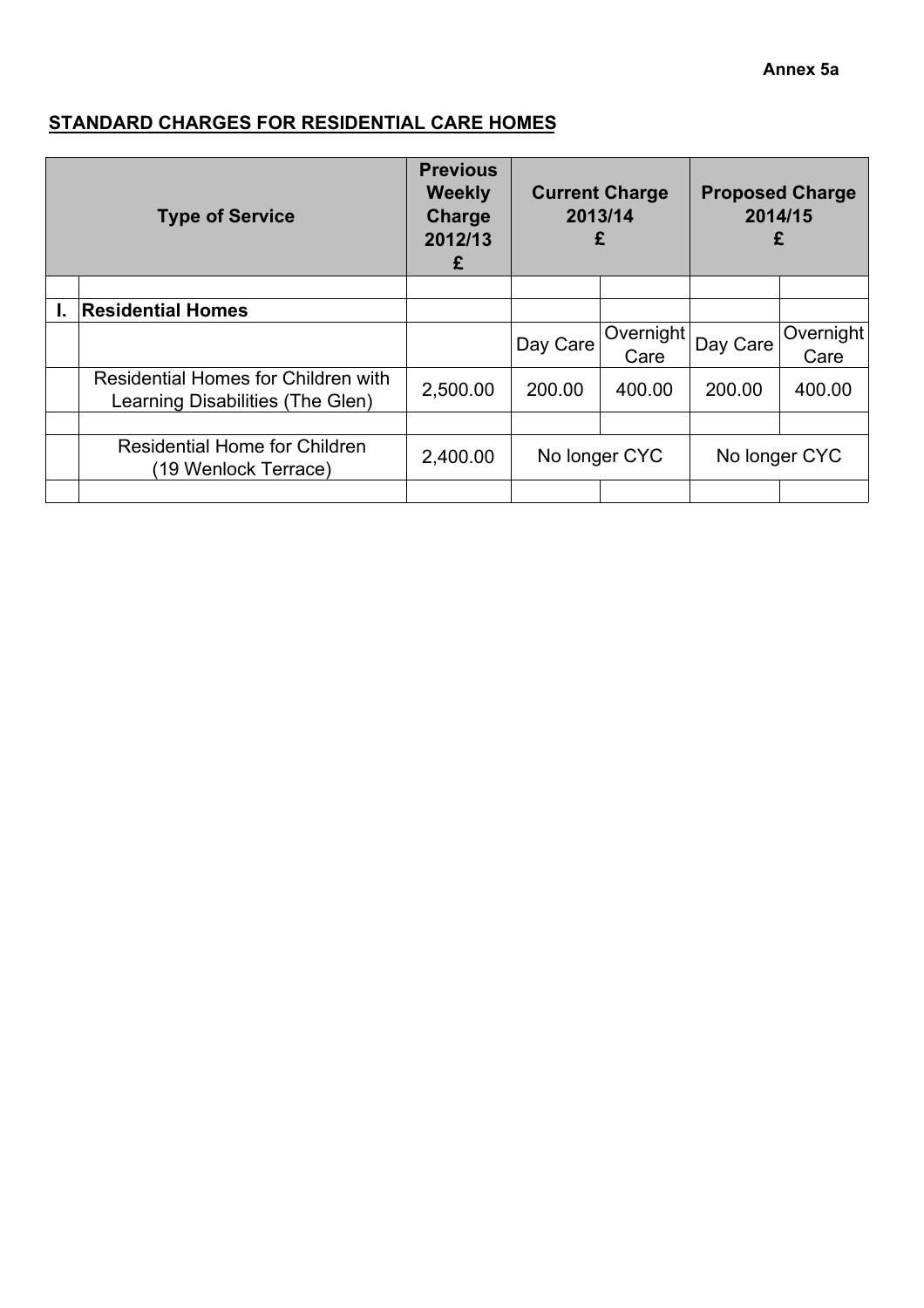Annex 5a

## STANDARD CHARGES FOR RESIDENTIAL CARE HOMES

| | Type of Service | Previous Weekly Charge 2012/13 £ | Current Charge 2013/14 £ | | Proposed Charge 2014/15 £ | |
|---|---|---|---|---|---|---|
| | | | | | | |
| I. | **Residential Homes** | | | | | |
| | | | Day Care | Overnight Care | Day Care | Overnight Care |
| | Residential Homes for Children with Learning Disabilities (The Glen) | 2,500.00 | 200.00 | 400.00 | 200.00 | 400.00 |
| | | | | | | |
| | Residential Home for Children (19 Wenlock Terrace) | 2,400.00 | No longer CYC | | No longer CYC | |
| | | | | | | |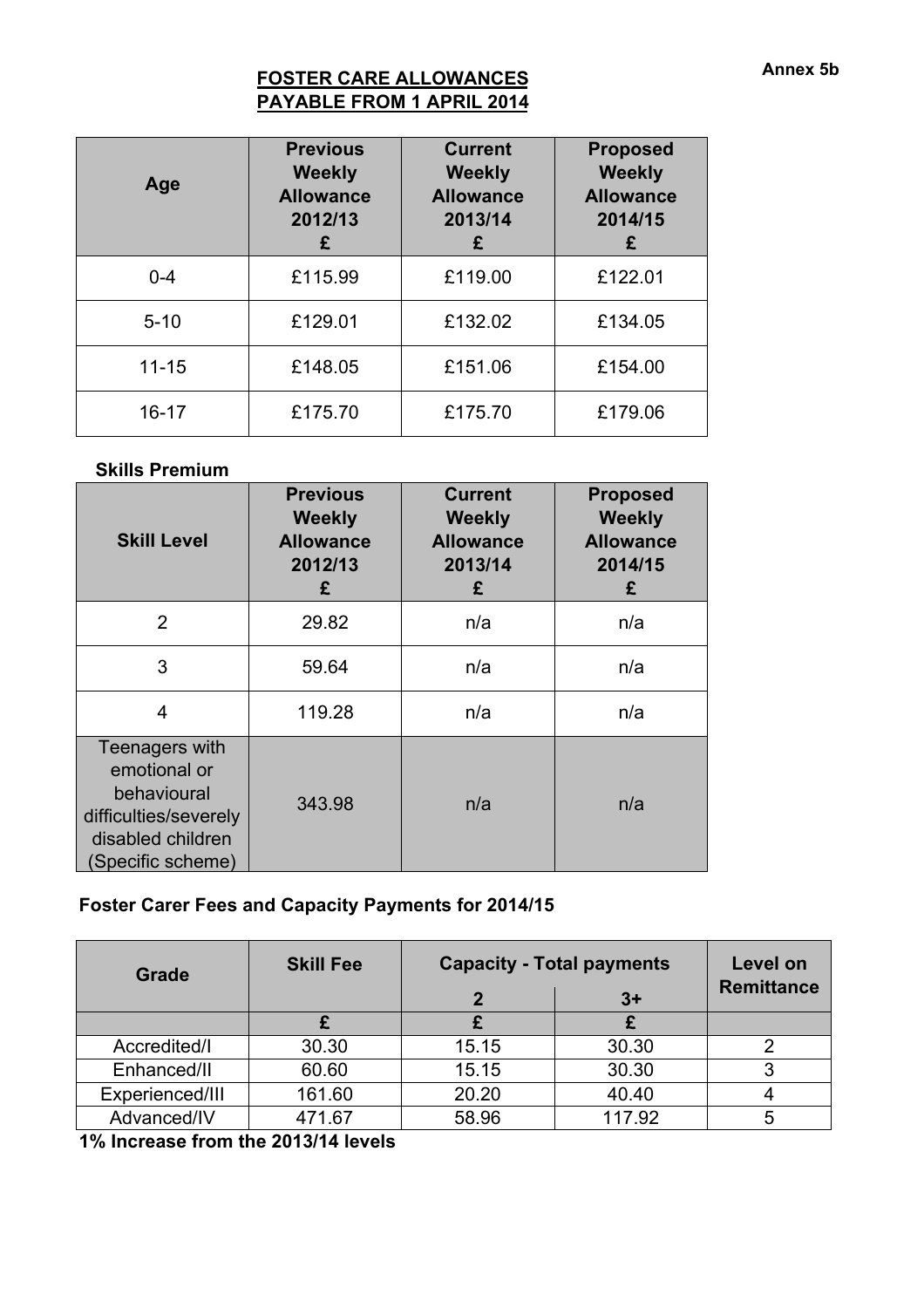Annex 5b

## FOSTER CARE ALLOWANCES PAYABLE FROM 1 APRIL 2014

| Age | Previous Weekly Allowance 2012/13 £ | Current Weekly Allowance 2013/14 £ | Proposed Weekly Allowance 2014/15 £ |
|---|---|---|---|
| 0-4 | £115.99 | £119.00 | £122.01 |
| 5-10 | £129.01 | £132.02 | £134.05 |
| 11-15 | £148.05 | £151.06 | £154.00 |
| 16-17 | £175.70 | £175.70 | £179.06 |

**Skills Premium**

| Skill Level | Previous Weekly Allowance 2012/13 £ | Current Weekly Allowance 2013/14 £ | Proposed Weekly Allowance 2014/15 £ |
|---|---|---|---|
| 2 | 29.82 | n/a | n/a |
| 3 | 59.64 | n/a | n/a |
| 4 | 119.28 | n/a | n/a |
| Teenagers with emotional or behavioural difficulties/severely disabled children (Specific scheme) | 343.98 | n/a | n/a |

**Foster Carer Fees and Capacity Payments for 2014/15**

| Grade | Skill Fee | Capacity - Total payments | | Level on Remittance |
|---|---|---|---|---|
| | | 2 | 3+ | |
| | £ | £ | £ | |
| Accredited/I | 30.30 | 15.15 | 30.30 | 2 |
| Enhanced/II | 60.60 | 15.15 | 30.30 | 3 |
| Experienced/III | 161.60 | 20.20 | 40.40 | 4 |
| Advanced/IV | 471.67 | 58.96 | 117.92 | 5 |

**1% Increase from the 2013/14 levels**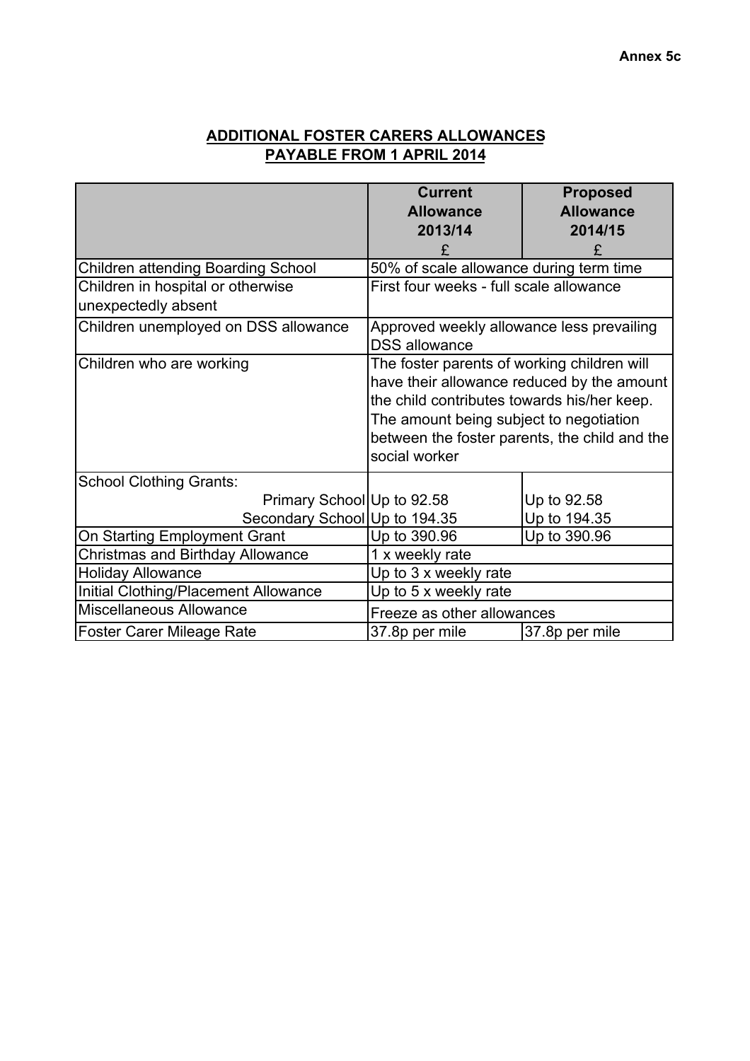Annex 5c

## ADDITIONAL FOSTER CARERS ALLOWANCES
## PAYABLE FROM 1 APRIL 2014

| | Current Allowance 2013/14 £ | Proposed Allowance 2014/15 £ |
|---|---|---|
| Children attending Boarding School | 50% of scale allowance during term time | |
| Children in hospital or otherwise unexpectedly absent | First four weeks - full scale allowance | |
| Children unemployed on DSS allowance | Approved weekly allowance less prevailing DSS allowance | |
| Children who are working | The foster parents of working children will have their allowance reduced by the amount the child contributes towards his/her keep. The amount being subject to negotiation between the foster parents, the child and the social worker | |
| School Clothing Grants: | | |
| Primary School | Up to 92.58 | Up to 92.58 |
| Secondary School | Up to 194.35 | Up to 194.35 |
| On Starting Employment Grant | Up to 390.96 | Up to 390.96 |
| Christmas and Birthday Allowance | 1 x weekly rate | |
| Holiday Allowance | Up to 3 x weekly rate | |
| Initial Clothing/Placement Allowance | Up to 5 x weekly rate | |
| Miscellaneous Allowance | Freeze as other allowances | |
| Foster Carer Mileage Rate | 37.8p per mile | 37.8p per mile |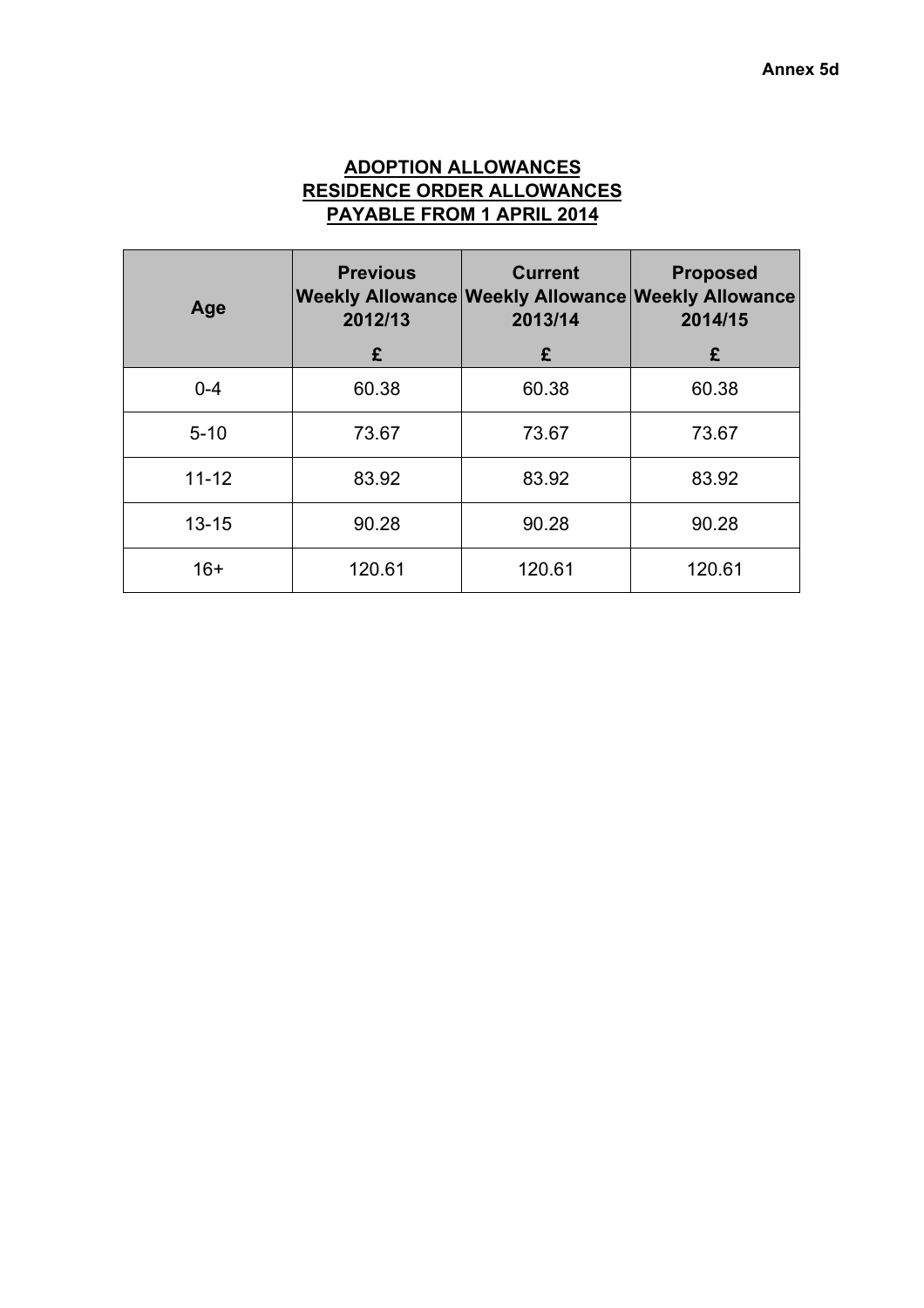Annex 5d

**ADOPTION ALLOWANCES**
**RESIDENCE ORDER ALLOWANCES**
**PAYABLE FROM 1 APRIL 2014**

| Age | Previous Weekly Allowance 2012/13 | Current Weekly Allowance 2013/14 | Proposed Weekly Allowance 2014/15 |
|---|---|---|---|
| | £ | £ | £ |
| 0-4 | 60.38 | 60.38 | 60.38 |
| 5-10 | 73.67 | 73.67 | 73.67 |
| 11-12 | 83.92 | 83.92 | 83.92 |
| 13-15 | 90.28 | 90.28 | 90.28 |
| 16+ | 120.61 | 120.61 | 120.61 |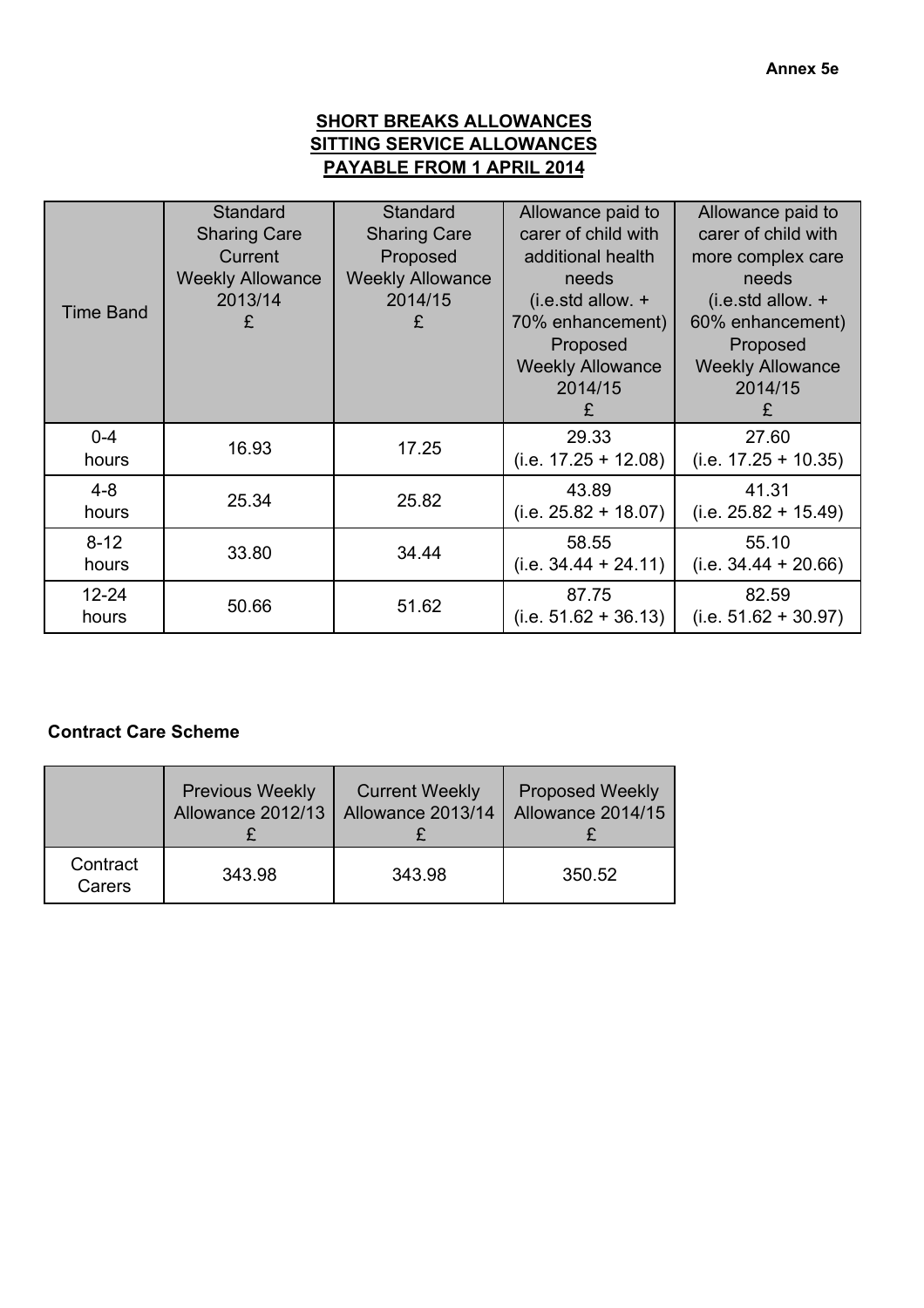Annex 5e

**SHORT BREAKS ALLOWANCES**
**SITTING SERVICE ALLOWANCES**
**PAYABLE FROM 1 APRIL 2014**

| Time Band | Standard Sharing Care Current Weekly Allowance 2013/14 £ | Standard Sharing Care Proposed Weekly Allowance 2014/15 £ | Allowance paid to carer of child with additional health needs (i.e.std allow. + 70% enhancement) Proposed Weekly Allowance 2014/15 £ | Allowance paid to carer of child with more complex care needs (i.e.std allow. + 60% enhancement) Proposed Weekly Allowance 2014/15 £ |
|---|---|---|---|---|
| 0-4 hours | 16.93 | 17.25 | 29.33 (i.e. 17.25 + 12.08) | 27.60 (i.e. 17.25 + 10.35) |
| 4-8 hours | 25.34 | 25.82 | 43.89 (i.e. 25.82 + 18.07) | 41.31 (i.e. 25.82 + 15.49) |
| 8-12 hours | 33.80 | 34.44 | 58.55 (i.e. 34.44 + 24.11) | 55.10 (i.e. 34.44 + 20.66) |
| 12-24 hours | 50.66 | 51.62 | 87.75 (i.e. 51.62 + 36.13) | 82.59 (i.e. 51.62 + 30.97) |

**Contract Care Scheme**

| | Previous Weekly Allowance 2012/13 £ | Current Weekly Allowance 2013/14 £ | Proposed Weekly Allowance 2014/15 £ |
|---|---|---|---|
| Contract Carers | 343.98 | 343.98 | 350.52 |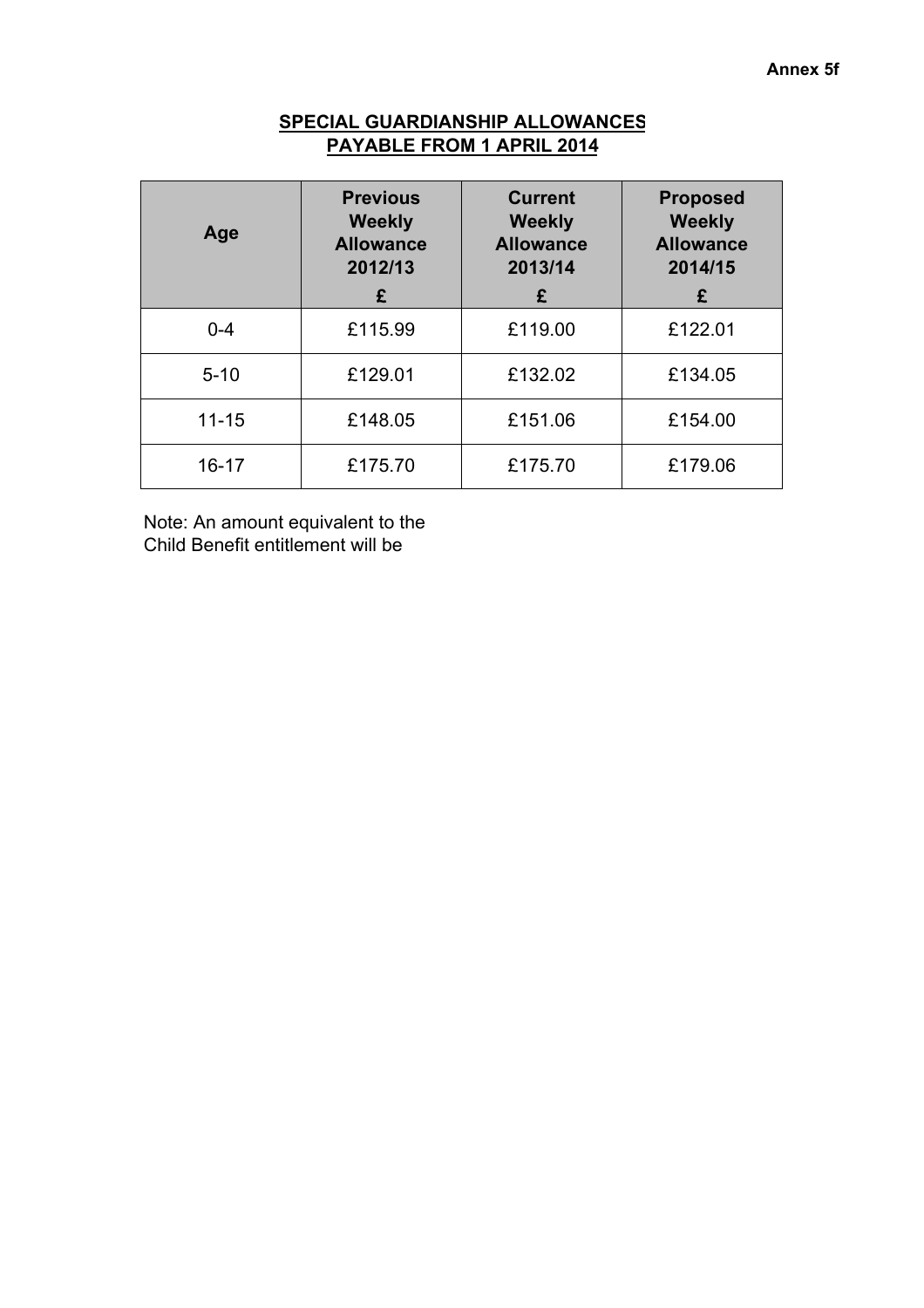Annex 5f

## SPECIAL GUARDIANSHIP ALLOWANCES PAYABLE FROM 1 APRIL 2014

| Age | Previous Weekly Allowance 2012/13 £ | Current Weekly Allowance 2013/14 £ | Proposed Weekly Allowance 2014/15 £ |
|---|---|---|---|
| 0-4 | £115.99 | £119.00 | £122.01 |
| 5-10 | £129.01 | £132.02 | £134.05 |
| 11-15 | £148.05 | £151.06 | £154.00 |
| 16-17 | £175.70 | £175.70 | £179.06 |

Note: An amount equivalent to the Child Benefit entitlement will be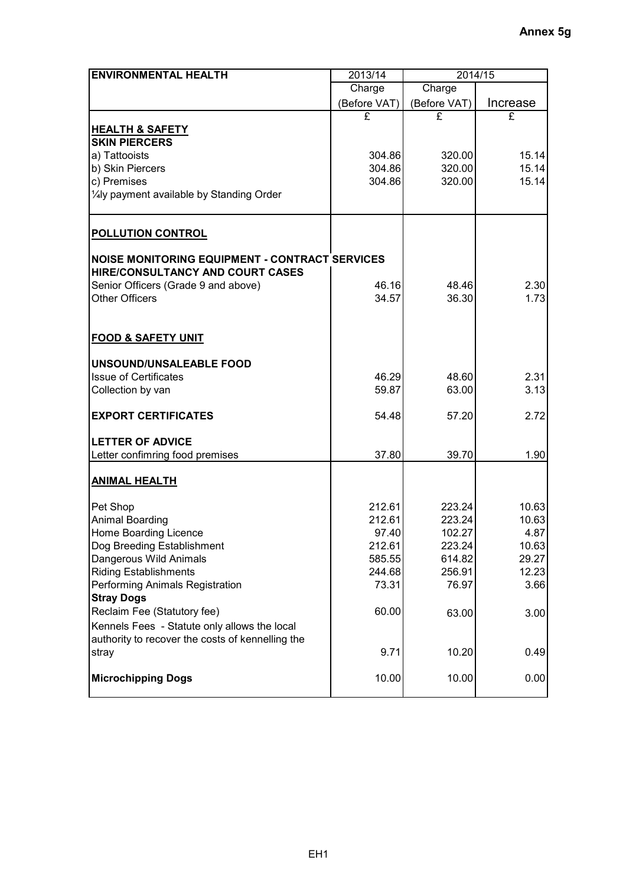**Annex 5g**

| ENVIRONMENTAL HEALTH | 2013/14 | 2014/15 | |
|---|---|---|---|
| | Charge | Charge | |
| | (Before VAT) | (Before VAT) | Increase |
| | £ | £ | £ |
| **HEALTH & SAFETY** | | | |
| **SKIN PIERCERS** | | | |
| a) Tattooists | 304.86 | 320.00 | 15.14 |
| b) Skin Piercers | 304.86 | 320.00 | 15.14 |
| c) Premises | 304.86 | 320.00 | 15.14 |
| ¼ly payment available by Standing Order | | | |
| **POLLUTION CONTROL** | | | |
| **NOISE MONITORING EQUIPMENT - CONTRACT SERVICES HIRE/CONSULTANCY AND COURT CASES** | | | |
| Senior Officers (Grade 9 and above) | 46.16 | 48.46 | 2.30 |
| Other Officers | 34.57 | 36.30 | 1.73 |
| **FOOD & SAFETY UNIT** | | | |
| **UNSOUND/UNSALEABLE FOOD** | | | |
| Issue of Certificates | 46.29 | 48.60 | 2.31 |
| Collection by van | 59.87 | 63.00 | 3.13 |
| **EXPORT CERTIFICATES** | 54.48 | 57.20 | 2.72 |
| **LETTER OF ADVICE** | | | |
| Letter confimring food premises | 37.80 | 39.70 | 1.90 |
| **ANIMAL HEALTH** | | | |
| Pet Shop | 212.61 | 223.24 | 10.63 |
| Animal Boarding | 212.61 | 223.24 | 10.63 |
| Home Boarding Licence | 97.40 | 102.27 | 4.87 |
| Dog Breeding Establishment | 212.61 | 223.24 | 10.63 |
| Dangerous Wild Animals | 585.55 | 614.82 | 29.27 |
| Riding Establishments | 244.68 | 256.91 | 12.23 |
| Performing Animals Registration | 73.31 | 76.97 | 3.66 |
| **Stray Dogs** | | | |
| Reclaim Fee (Statutory fee) | 60.00 | 63.00 | 3.00 |
| Kennels Fees - Statute only allows the local authority to recover the costs of kennelling the stray | 9.71 | 10.20 | 0.49 |
| **Microchipping Dogs** | 10.00 | 10.00 | 0.00 |

EH1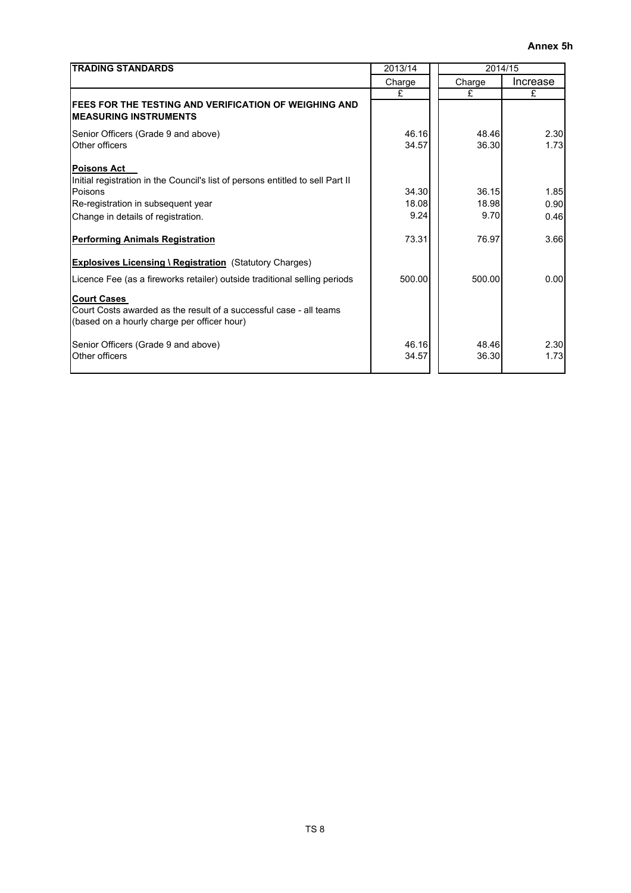**Annex 5h**

| TRADING STANDARDS | 2013/14 | 2014/15 | |
|---|---|---|---|
| | Charge | Charge | Increase |
| | £ | £ | £ |
| **FEES FOR THE TESTING AND VERIFICATION OF WEIGHING AND MEASURING INSTRUMENTS** | | | |
| Senior Officers (Grade 9 and above) | 46.16 | 48.46 | 2.30 |
| Other officers | 34.57 | 36.30 | 1.73 |
| **Poisons Act** | | | |
| Initial registration in the Council's list of persons entitled to sell Part II Poisons | 34.30 | 36.15 | 1.85 |
| Re-registration in subsequent year | 18.08 | 18.98 | 0.90 |
| Change in details of registration. | 9.24 | 9.70 | 0.46 |
| **Performing Animals Registration** | 73.31 | 76.97 | 3.66 |
| **Explosives Licensing \ Registration** (Statutory Charges) | | | |
| Licence Fee (as a fireworks retailer) outside traditional selling periods | 500.00 | 500.00 | 0.00 |
| **Court Cases** | | | |
| Court Costs awarded as the result of a successful case - all teams (based on a hourly charge per officer hour) | | | |
| Senior Officers (Grade 9 and above) | 46.16 | 48.46 | 2.30 |
| Other officers | 34.57 | 36.30 | 1.73 |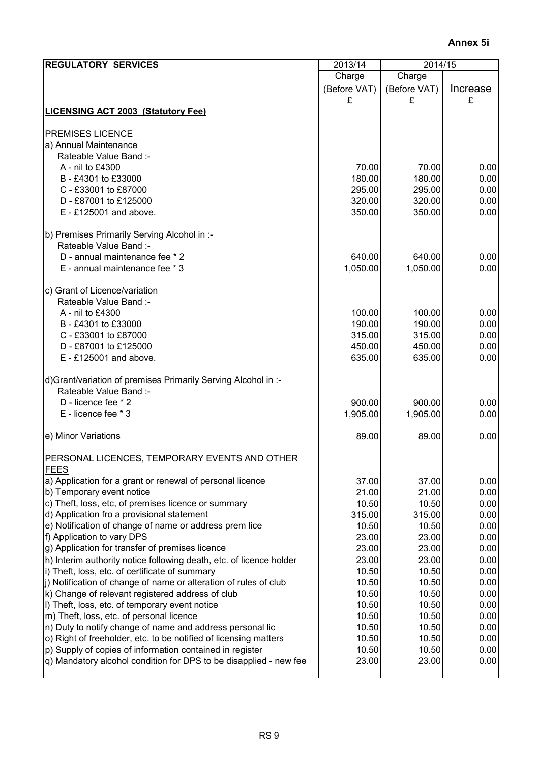**Annex 5i**

| REGULATORY SERVICES | 2013/14 | 2014/15 | |
|---|---|---|---|
| | Charge | Charge | |
| | (Before VAT) | (Before VAT) | Increase |
| | £ | £ | £ |
| **LICENSING ACT 2003 (Statutory Fee)** | | | |
| | | | |
| PREMISES LICENCE | | | |
| a) Annual Maintenance | | | |
| Rateable Value Band :- | | | |
| A - nil to £4300 | 70.00 | 70.00 | 0.00 |
| B - £4301 to £33000 | 180.00 | 180.00 | 0.00 |
| C - £33001 to £87000 | 295.00 | 295.00 | 0.00 |
| D - £87001 to £125000 | 320.00 | 320.00 | 0.00 |
| E - £125001 and above. | 350.00 | 350.00 | 0.00 |
| | | | |
| b) Premises Primarily Serving Alcohol in :- | | | |
| Rateable Value Band :- | | | |
| D - annual maintenance fee * 2 | 640.00 | 640.00 | 0.00 |
| E - annual maintenance fee * 3 | 1,050.00 | 1,050.00 | 0.00 |
| | | | |
| c) Grant of Licence/variation | | | |
| Rateable Value Band :- | | | |
| A - nil to £4300 | 100.00 | 100.00 | 0.00 |
| B - £4301 to £33000 | 190.00 | 190.00 | 0.00 |
| C - £33001 to £87000 | 315.00 | 315.00 | 0.00 |
| D - £87001 to £125000 | 450.00 | 450.00 | 0.00 |
| E - £125001 and above. | 635.00 | 635.00 | 0.00 |
| | | | |
| d)Grant/variation of premises Primarily Serving Alcohol in :- | | | |
| Rateable Value Band :- | | | |
| D - licence fee * 2 | 900.00 | 900.00 | 0.00 |
| E - licence fee * 3 | 1,905.00 | 1,905.00 | 0.00 |
| | | | |
| e) Minor Variations | 89.00 | 89.00 | 0.00 |
| | | | |
| PERSONAL LICENCES, TEMPORARY EVENTS AND OTHER FEES | | | |
| a) Application for a grant or renewal of personal licence | 37.00 | 37.00 | 0.00 |
| b) Temporary event notice | 21.00 | 21.00 | 0.00 |
| c) Theft, loss, etc, of premises licence or summary | 10.50 | 10.50 | 0.00 |
| d) Application fro a provisional statement | 315.00 | 315.00 | 0.00 |
| e) Notification of change of name or address prem lice | 10.50 | 10.50 | 0.00 |
| f) Application to vary DPS | 23.00 | 23.00 | 0.00 |
| g) Application for transfer of premises licence | 23.00 | 23.00 | 0.00 |
| h) Interim authority notice following death, etc. of licence holder | 23.00 | 23.00 | 0.00 |
| i) Theft, loss, etc. of certificate of summary | 10.50 | 10.50 | 0.00 |
| j) Notification of change of name or alteration of rules of club | 10.50 | 10.50 | 0.00 |
| k) Change of relevant registered address of club | 10.50 | 10.50 | 0.00 |
| l) Theft, loss, etc. of temporary event notice | 10.50 | 10.50 | 0.00 |
| m) Theft, loss, etc. of personal licence | 10.50 | 10.50 | 0.00 |
| n) Duty to notify change of name and address personal lic | 10.50 | 10.50 | 0.00 |
| o) Right of freeholder, etc. to be notified of licensing matters | 10.50 | 10.50 | 0.00 |
| p) Supply of copies of information contained in register | 10.50 | 10.50 | 0.00 |
| q) Mandatory alcohol condition for DPS to be disapplied - new fee | 23.00 | 23.00 | 0.00 |

RS 9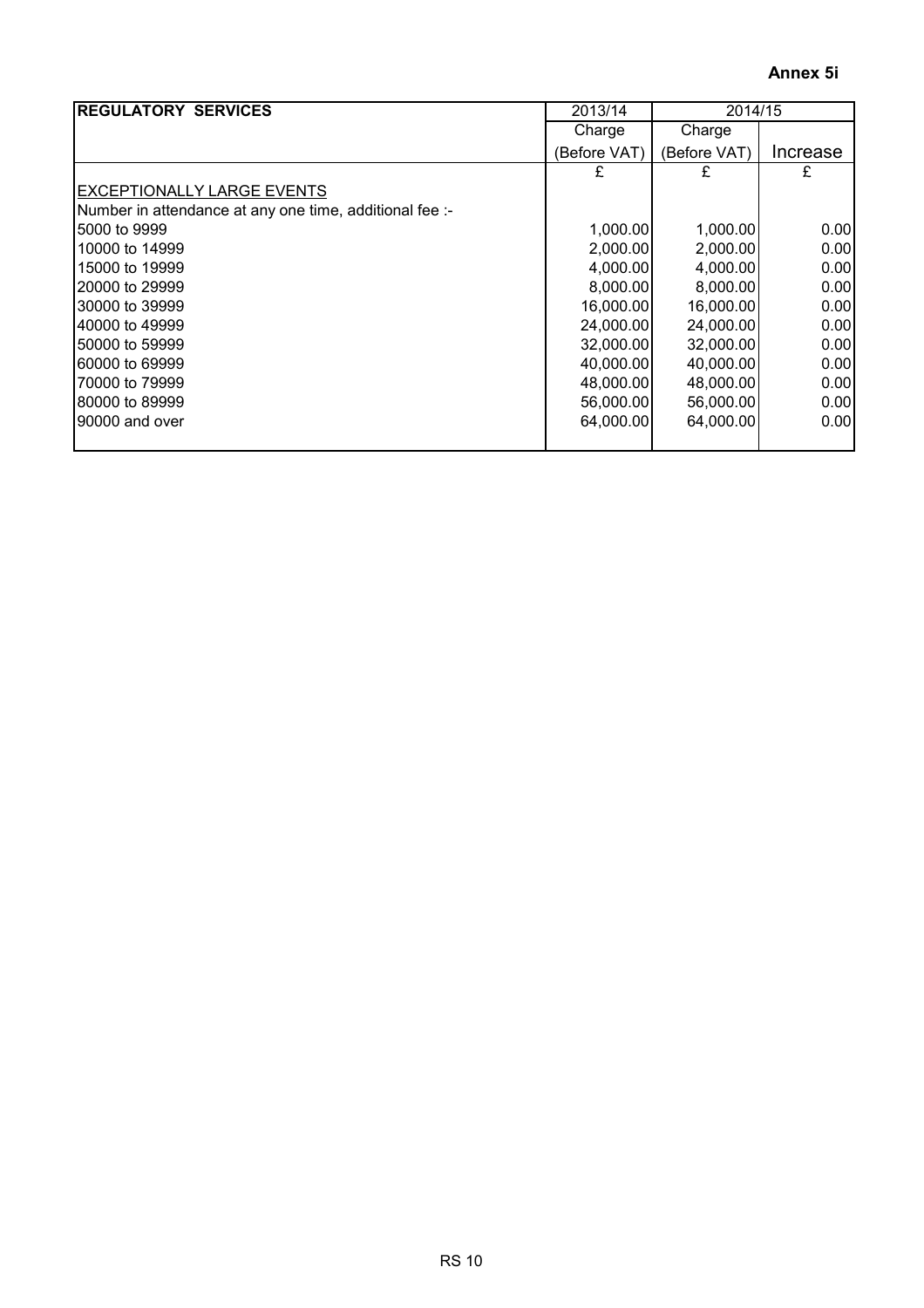**Annex 5i**

| REGULATORY SERVICES | 2013/14 | 2014/15 | |
|---|---|---|---|
| | Charge | Charge | |
| | (Before VAT) | (Before VAT) | Increase |
| | £ | £ | £ |
| EXCEPTIONALLY LARGE EVENTS | | | |
| Number in attendance at any one time, additional fee :- | | | |
| 5000 to 9999 | 1,000.00 | 1,000.00 | 0.00 |
| 10000 to 14999 | 2,000.00 | 2,000.00 | 0.00 |
| 15000 to 19999 | 4,000.00 | 4,000.00 | 0.00 |
| 20000 to 29999 | 8,000.00 | 8,000.00 | 0.00 |
| 30000 to 39999 | 16,000.00 | 16,000.00 | 0.00 |
| 40000 to 49999 | 24,000.00 | 24,000.00 | 0.00 |
| 50000 to 59999 | 32,000.00 | 32,000.00 | 0.00 |
| 60000 to 69999 | 40,000.00 | 40,000.00 | 0.00 |
| 70000 to 79999 | 48,000.00 | 48,000.00 | 0.00 |
| 80000 to 89999 | 56,000.00 | 56,000.00 | 0.00 |
| 90000 and over | 64,000.00 | 64,000.00 | 0.00 |

RS 10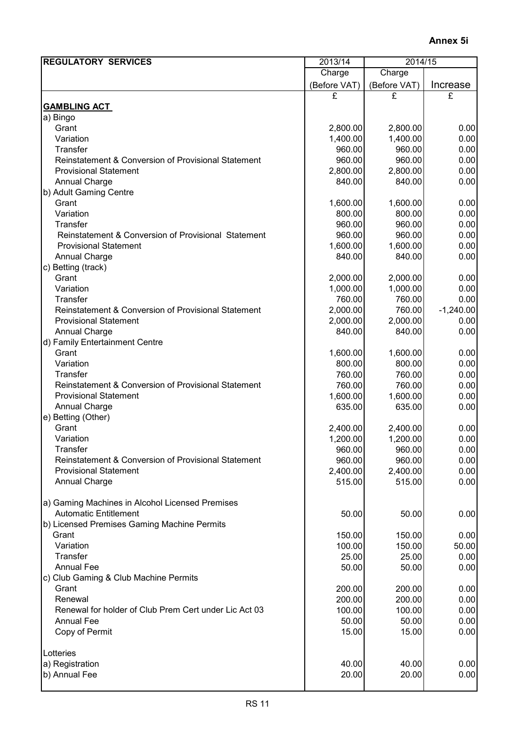**Annex 5i**

| REGULATORY SERVICES | 2013/14 | 2014/15 | |
|---|---|---|---|
| | Charge | Charge | |
| | (Before VAT) | (Before VAT) | Increase |
| | £ | £ | £ |
| **GAMBLING ACT** | | | |
| a) Bingo | | | |
| Grant | 2,800.00 | 2,800.00 | 0.00 |
| Variation | 1,400.00 | 1,400.00 | 0.00 |
| Transfer | 960.00 | 960.00 | 0.00 |
| Reinstatement & Conversion of Provisional Statement | 960.00 | 960.00 | 0.00 |
| Provisional Statement | 2,800.00 | 2,800.00 | 0.00 |
| Annual Charge | 840.00 | 840.00 | 0.00 |
| b) Adult Gaming Centre | | | |
| Grant | 1,600.00 | 1,600.00 | 0.00 |
| Variation | 800.00 | 800.00 | 0.00 |
| Transfer | 960.00 | 960.00 | 0.00 |
| Reinstatement & Conversion of Provisional Statement | 960.00 | 960.00 | 0.00 |
| Provisional Statement | 1,600.00 | 1,600.00 | 0.00 |
| Annual Charge | 840.00 | 840.00 | 0.00 |
| c) Betting (track) | | | |
| Grant | 2,000.00 | 2,000.00 | 0.00 |
| Variation | 1,000.00 | 1,000.00 | 0.00 |
| Transfer | 760.00 | 760.00 | 0.00 |
| Reinstatement & Conversion of Provisional Statement | 2,000.00 | 760.00 | -1,240.00 |
| Provisional Statement | 2,000.00 | 2,000.00 | 0.00 |
| Annual Charge | 840.00 | 840.00 | 0.00 |
| d) Family Entertainment Centre | | | |
| Grant | 1,600.00 | 1,600.00 | 0.00 |
| Variation | 800.00 | 800.00 | 0.00 |
| Transfer | 760.00 | 760.00 | 0.00 |
| Reinstatement & Conversion of Provisional Statement | 760.00 | 760.00 | 0.00 |
| Provisional Statement | 1,600.00 | 1,600.00 | 0.00 |
| Annual Charge | 635.00 | 635.00 | 0.00 |
| e) Betting (Other) | | | |
| Grant | 2,400.00 | 2,400.00 | 0.00 |
| Variation | 1,200.00 | 1,200.00 | 0.00 |
| Transfer | 960.00 | 960.00 | 0.00 |
| Reinstatement & Conversion of Provisional Statement | 960.00 | 960.00 | 0.00 |
| Provisional Statement | 2,400.00 | 2,400.00 | 0.00 |
| Annual Charge | 515.00 | 515.00 | 0.00 |
| | | | |
| a) Gaming Machines in Alcohol Licensed Premises | | | |
| Automatic Entitlement | 50.00 | 50.00 | 0.00 |
| b) Licensed Premises Gaming Machine Permits | | | |
| Grant | 150.00 | 150.00 | 0.00 |
| Variation | 100.00 | 150.00 | 50.00 |
| Transfer | 25.00 | 25.00 | 0.00 |
| Annual Fee | 50.00 | 50.00 | 0.00 |
| c) Club Gaming & Club Machine Permits | | | |
| Grant | 200.00 | 200.00 | 0.00 |
| Renewal | 200.00 | 200.00 | 0.00 |
| Renewal for holder of Club Prem Cert under Lic Act 03 | 100.00 | 100.00 | 0.00 |
| Annual Fee | 50.00 | 50.00 | 0.00 |
| Copy of Permit | 15.00 | 15.00 | 0.00 |
| | | | |
| Lotteries | | | |
| a) Registration | 40.00 | 40.00 | 0.00 |
| b) Annual Fee | 20.00 | 20.00 | 0.00 |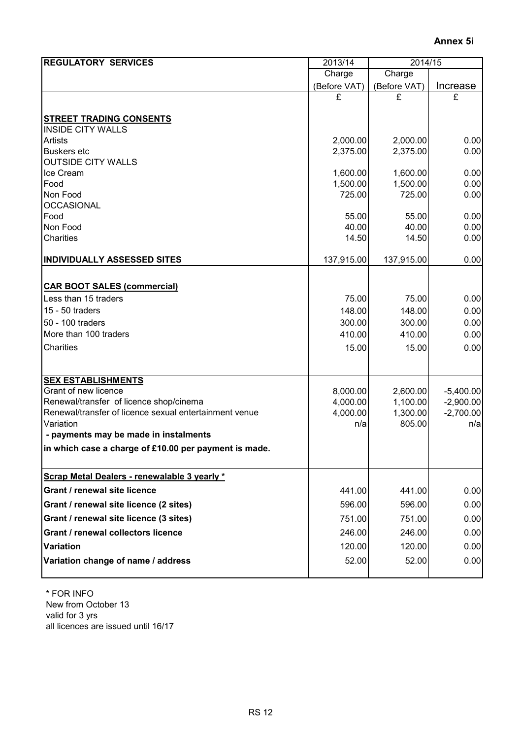**Annex 5i**

| REGULATORY SERVICES | 2013/14 | 2014/15 | |
|---|---|---|---|
| | Charge | Charge | |
| | (Before VAT) | (Before VAT) | Increase |
| | £ | £ | £ |
| **STREET TRADING CONSENTS** | | | |
| INSIDE CITY WALLS | | | |
| Artists | 2,000.00 | 2,000.00 | 0.00 |
| Buskers etc | 2,375.00 | 2,375.00 | 0.00 |
| OUTSIDE CITY WALLS | | | |
| Ice Cream | 1,600.00 | 1,600.00 | 0.00 |
| Food | 1,500.00 | 1,500.00 | 0.00 |
| Non Food | 725.00 | 725.00 | 0.00 |
| OCCASIONAL | | | |
| Food | 55.00 | 55.00 | 0.00 |
| Non Food | 40.00 | 40.00 | 0.00 |
| Charities | 14.50 | 14.50 | 0.00 |
| **INDIVIDUALLY ASSESSED SITES** | 137,915.00 | 137,915.00 | 0.00 |
| **CAR BOOT SALES (commercial)** | | | |
| Less than 15 traders | 75.00 | 75.00 | 0.00 |
| 15 - 50 traders | 148.00 | 148.00 | 0.00 |
| 50 - 100 traders | 300.00 | 300.00 | 0.00 |
| More than 100 traders | 410.00 | 410.00 | 0.00 |
| Charities | 15.00 | 15.00 | 0.00 |
| **SEX ESTABLISHMENTS** | | | |
| Grant of new licence | 8,000.00 | 2,600.00 | -5,400.00 |
| Renewal/transfer of licence shop/cinema | 4,000.00 | 1,100.00 | -2,900.00 |
| Renewal/transfer of licence sexual entertainment venue | 4,000.00 | 1,300.00 | -2,700.00 |
| Variation | n/a | 805.00 | n/a |
| **- payments may be made in instalments** | | | |
| **in which case a charge of £10.00 per payment is made.** | | | |
| **Scrap Metal Dealers - renewalable 3 yearly *** | | | |
| **Grant / renewal site licence** | 441.00 | 441.00 | 0.00 |
| **Grant / renewal site licence (2 sites)** | 596.00 | 596.00 | 0.00 |
| **Grant / renewal site licence (3 sites)** | 751.00 | 751.00 | 0.00 |
| **Grant / renewal collectors licence** | 246.00 | 246.00 | 0.00 |
| **Variation** | 120.00 | 120.00 | 0.00 |
| **Variation change of name / address** | 52.00 | 52.00 | 0.00 |

\* FOR INFO
New from October 13
valid for 3 yrs
all licences are issued until 16/17

RS 12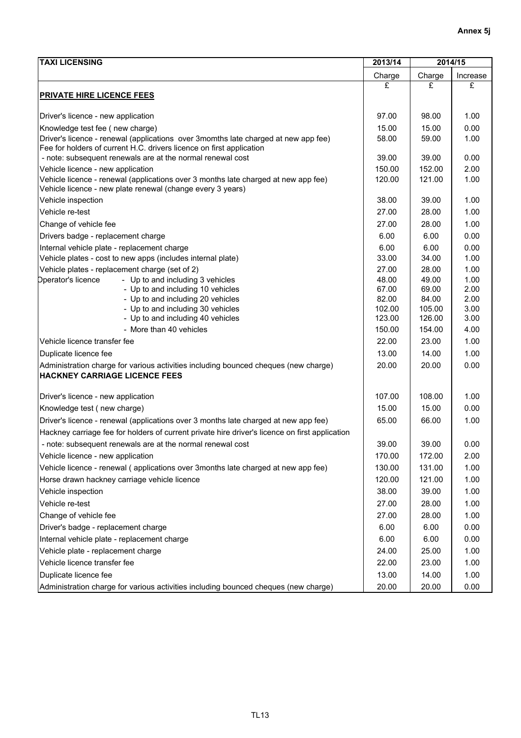**Annex 5j**

| TAXI LICENSING | 2013/14 | 2014/15 | |
|---|---|---|---|
| | Charge | Charge | Increase |
| | £ | £ | £ |
| **PRIVATE HIRE LICENCE FEES** | | | |
| Driver's licence - new application | 97.00 | 98.00 | 1.00 |
| Knowledge test fee ( new charge) | 15.00 | 15.00 | 0.00 |
| Driver's licence - renewal (applications over 3momths late charged at new app fee) | 58.00 | 59.00 | 1.00 |
| Fee for holders of current H.C. drivers licence on first application | | | |
| - note: subsequent renewals are at the normal renewal cost | 39.00 | 39.00 | 0.00 |
| Vehicle licence - new application | 150.00 | 152.00 | 2.00 |
| Vehicle licence - renewal (applications over 3 months late charged at new app fee) | 120.00 | 121.00 | 1.00 |
| Vehicle licence - new plate renewal (change every 3 years) | | | |
| Vehicle inspection | 38.00 | 39.00 | 1.00 |
| Vehicle re-test | 27.00 | 28.00 | 1.00 |
| Change of vehicle fee | 27.00 | 28.00 | 1.00 |
| Drivers badge - replacement charge | 6.00 | 6.00 | 0.00 |
| Internal vehicle plate - replacement charge | 6.00 | 6.00 | 0.00 |
| Vehicle plates - cost to new apps (includes internal plate) | 33.00 | 34.00 | 1.00 |
| Vehicle plates - replacement charge (set of 2) | 27.00 | 28.00 | 1.00 |
| Operator's licence - Up to and including 3 vehicles | 48.00 | 49.00 | 1.00 |
| - Up to and including 10 vehicles | 67.00 | 69.00 | 2.00 |
| - Up to and including 20 vehicles | 82.00 | 84.00 | 2.00 |
| - Up to and including 30 vehicles | 102.00 | 105.00 | 3.00 |
| - Up to and including 40 vehicles | 123.00 | 126.00 | 3.00 |
| - More than 40 vehicles | 150.00 | 154.00 | 4.00 |
| Vehicle licence transfer fee | 22.00 | 23.00 | 1.00 |
| Duplicate licence fee | 13.00 | 14.00 | 1.00 |
| Administration charge for various activities including bounced cheques (new charge) | 20.00 | 20.00 | 0.00 |
| **HACKNEY CARRIAGE LICENCE FEES** | | | |
| Driver's licence - new application | 107.00 | 108.00 | 1.00 |
| Knowledge test ( new charge) | 15.00 | 15.00 | 0.00 |
| Driver's licence - renewal (applications over 3 months late charged at new app fee) | 65.00 | 66.00 | 1.00 |
| Hackney carriage fee for holders of current private hire driver's licence on first application | | | |
| - note: subsequent renewals are at the normal renewal cost | 39.00 | 39.00 | 0.00 |
| Vehicle licence - new application | 170.00 | 172.00 | 2.00 |
| Vehicle licence - renewal ( applications over 3months late charged at new app fee) | 130.00 | 131.00 | 1.00 |
| Horse drawn hackney carriage vehicle licence | 120.00 | 121.00 | 1.00 |
| Vehicle inspection | 38.00 | 39.00 | 1.00 |
| Vehicle re-test | 27.00 | 28.00 | 1.00 |
| Change of vehicle fee | 27.00 | 28.00 | 1.00 |
| Driver's badge - replacement charge | 6.00 | 6.00 | 0.00 |
| Internal vehicle plate - replacement charge | 6.00 | 6.00 | 0.00 |
| Vehicle plate - replacement charge | 24.00 | 25.00 | 1.00 |
| Vehicle licence transfer fee | 22.00 | 23.00 | 1.00 |
| Duplicate licence fee | 13.00 | 14.00 | 1.00 |
| Administration charge for various activities including bounced cheques (new charge) | 20.00 | 20.00 | 0.00 |

TL13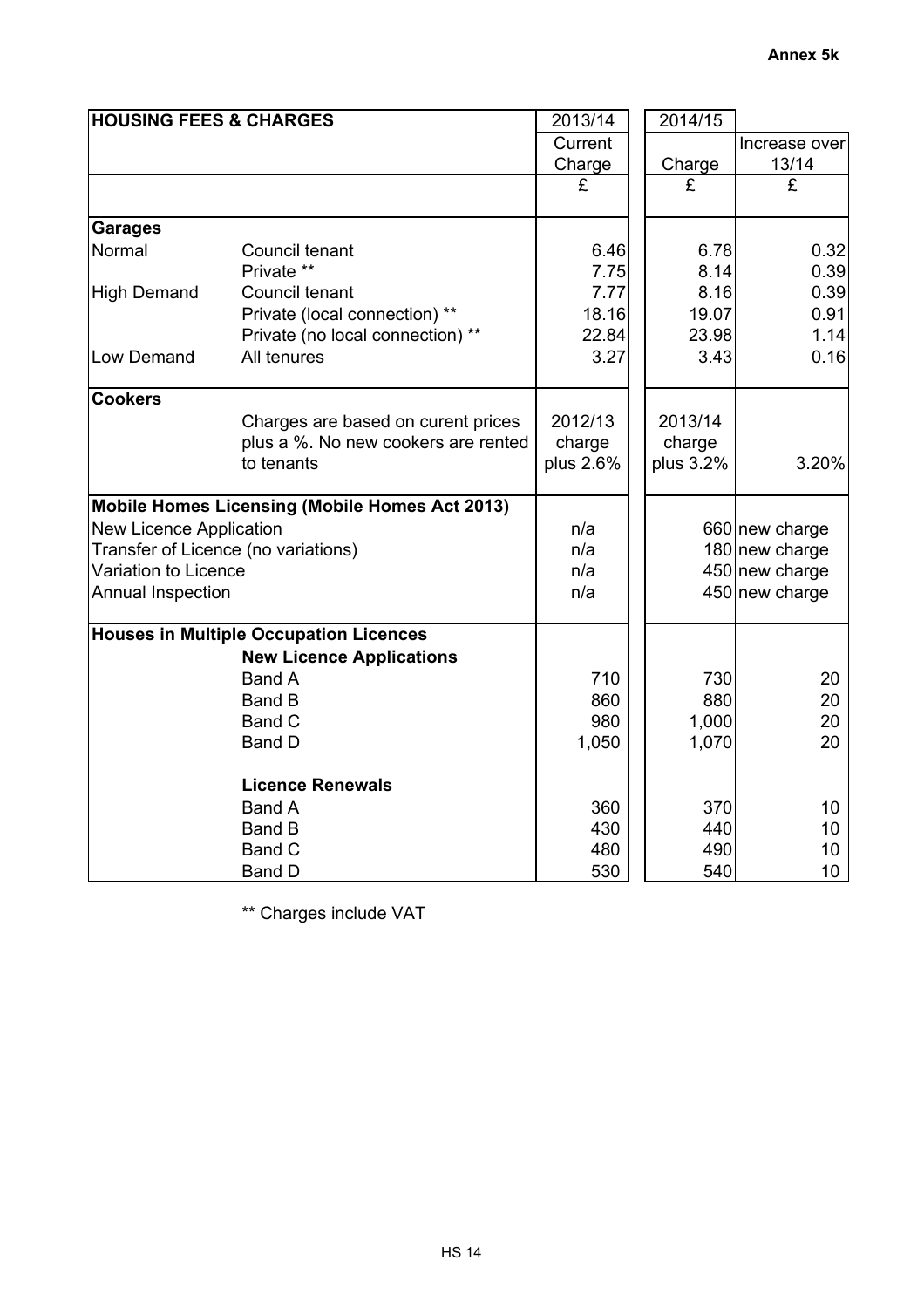**Annex 5k**

| HOUSING FEES & CHARGES | | 2013/14 | 2014/15 | |
|---|---|---|---|---|
| | | Current Charge | Charge | Increase over 13/14 |
| | | £ | £ | £ |
| **Garages** | | | | |
| Normal | Council tenant | 6.46 | 6.78 | 0.32 |
| | Private ** | 7.75 | 8.14 | 0.39 |
| High Demand | Council tenant | 7.77 | 8.16 | 0.39 |
| | Private (local connection) ** | 18.16 | 19.07 | 0.91 |
| | Private (no local connection) ** | 22.84 | 23.98 | 1.14 |
| Low Demand | All tenures | 3.27 | 3.43 | 0.16 |
| **Cookers** | | | | |
| | Charges are based on curent prices plus a %. No new cookers are rented to tenants | 2012/13 charge plus 2.6% | 2013/14 charge plus 3.2% | 3.20% |
| **Mobile Homes Licensing (Mobile Homes Act 2013)** | | | | |
| New Licence Application | | n/a | 660 | new charge |
| Transfer of Licence (no variations) | | n/a | 180 | new charge |
| Variation to Licence | | n/a | 450 | new charge |
| Annual Inspection | | n/a | 450 | new charge |
| **Houses in Multiple Occupation Licences** | | | | |
| | **New Licence Applications** | | | |
| | Band A | 710 | 730 | 20 |
| | Band B | 860 | 880 | 20 |
| | Band C | 980 | 1,000 | 20 |
| | Band D | 1,050 | 1,070 | 20 |
| | **Licence Renewals** | | | |
| | Band A | 360 | 370 | 10 |
| | Band B | 430 | 440 | 10 |
| | Band C | 480 | 490 | 10 |
| | Band D | 530 | 540 | 10 |

** Charges include VAT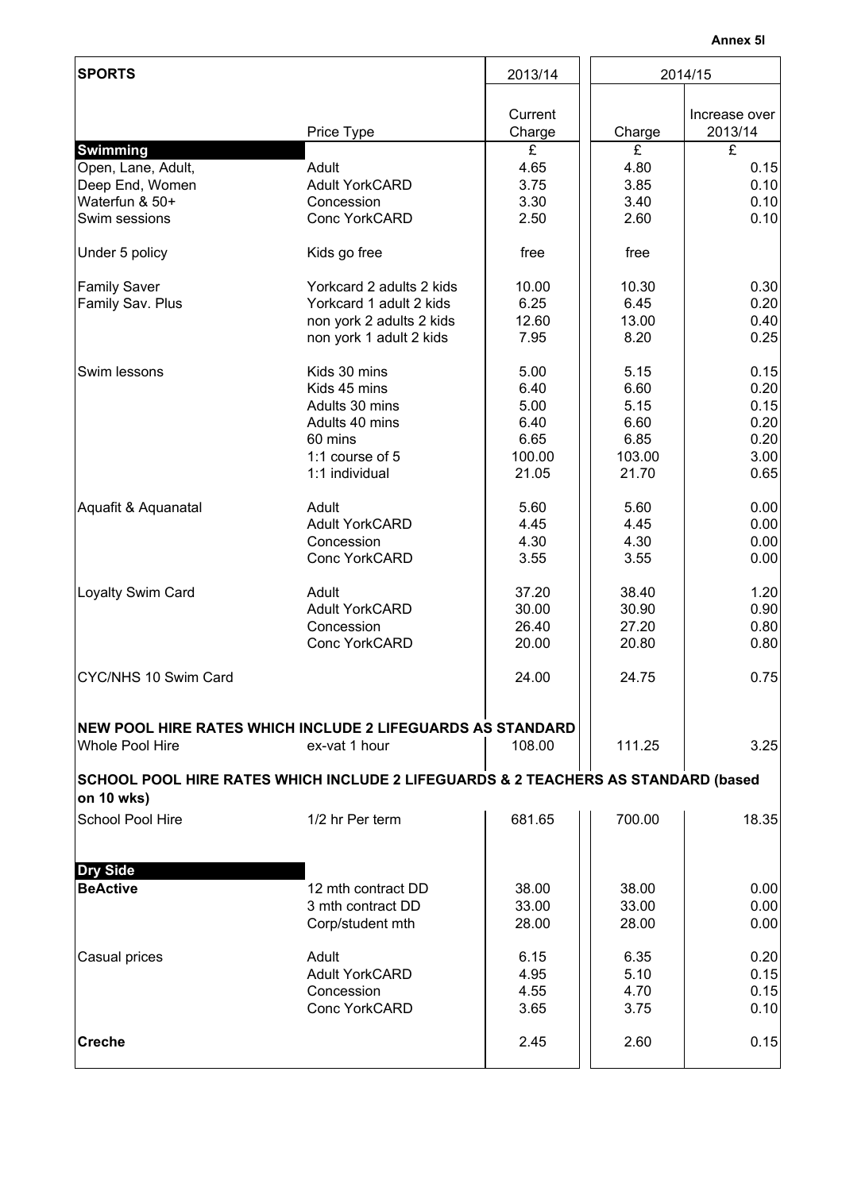**Annex 5l**

| SPORTS | | 2013/14 | 2014/15 | |
|---|---|---|---|---|
| | Price Type | Current Charge | Charge | Increase over 2013/14 |
| **Swimming** | | £ | £ | £ |
| Open, Lane, Adult, | Adult | 4.65 | 4.80 | 0.15 |
| Deep End, Women | Adult YorkCARD | 3.75 | 3.85 | 0.10 |
| Waterfun & 50+ | Concession | 3.30 | 3.40 | 0.10 |
| Swim sessions | Conc YorkCARD | 2.50 | 2.60 | 0.10 |
| Under 5 policy | Kids go free | free | free | |
| Family Saver | Yorkcard 2 adults 2 kids | 10.00 | 10.30 | 0.30 |
| Family Sav. Plus | Yorkcard 1 adult 2 kids | 6.25 | 6.45 | 0.20 |
| | non york 2 adults 2 kids | 12.60 | 13.00 | 0.40 |
| | non york 1 adult 2 kids | 7.95 | 8.20 | 0.25 |
| Swim lessons | Kids 30 mins | 5.00 | 5.15 | 0.15 |
| | Kids 45 mins | 6.40 | 6.60 | 0.20 |
| | Adults 30 mins | 5.00 | 5.15 | 0.15 |
| | Adults 40 mins | 6.40 | 6.60 | 0.20 |
| | 60 mins | 6.65 | 6.85 | 0.20 |
| | 1:1 course of 5 | 100.00 | 103.00 | 3.00 |
| | 1:1 individual | 21.05 | 21.70 | 0.65 |
| Aquafit & Aquanatal | Adult | 5.60 | 5.60 | 0.00 |
| | Adult YorkCARD | 4.45 | 4.45 | 0.00 |
| | Concession | 4.30 | 4.30 | 0.00 |
| | Conc YorkCARD | 3.55 | 3.55 | 0.00 |
| Loyalty Swim Card | Adult | 37.20 | 38.40 | 1.20 |
| | Adult YorkCARD | 30.00 | 30.90 | 0.90 |
| | Concession | 26.40 | 27.20 | 0.80 |
| | Conc YorkCARD | 20.00 | 20.80 | 0.80 |
| CYC/NHS 10 Swim Card | | 24.00 | 24.75 | 0.75 |
| **NEW POOL HIRE RATES WHICH INCLUDE 2 LIFEGUARDS AS STANDARD** | | | | |
| Whole Pool Hire | ex-vat 1 hour | 108.00 | 111.25 | 3.25 |
| **SCHOOL POOL HIRE RATES WHICH INCLUDE 2 LIFEGUARDS & 2 TEACHERS AS STANDARD (based on 10 wks)** | | | | |
| School Pool Hire | 1/2 hr Per term | 681.65 | 700.00 | 18.35 |
| **Dry Side** | | | | |
| **BeActive** | 12 mth contract DD | 38.00 | 38.00 | 0.00 |
| | 3 mth contract DD | 33.00 | 33.00 | 0.00 |
| | Corp/student mth | 28.00 | 28.00 | 0.00 |
| Casual prices | Adult | 6.15 | 6.35 | 0.20 |
| | Adult YorkCARD | 4.95 | 5.10 | 0.15 |
| | Concession | 4.55 | 4.70 | 0.15 |
| | Conc YorkCARD | 3.65 | 3.75 | 0.10 |
| **Creche** | | 2.45 | 2.60 | 0.15 |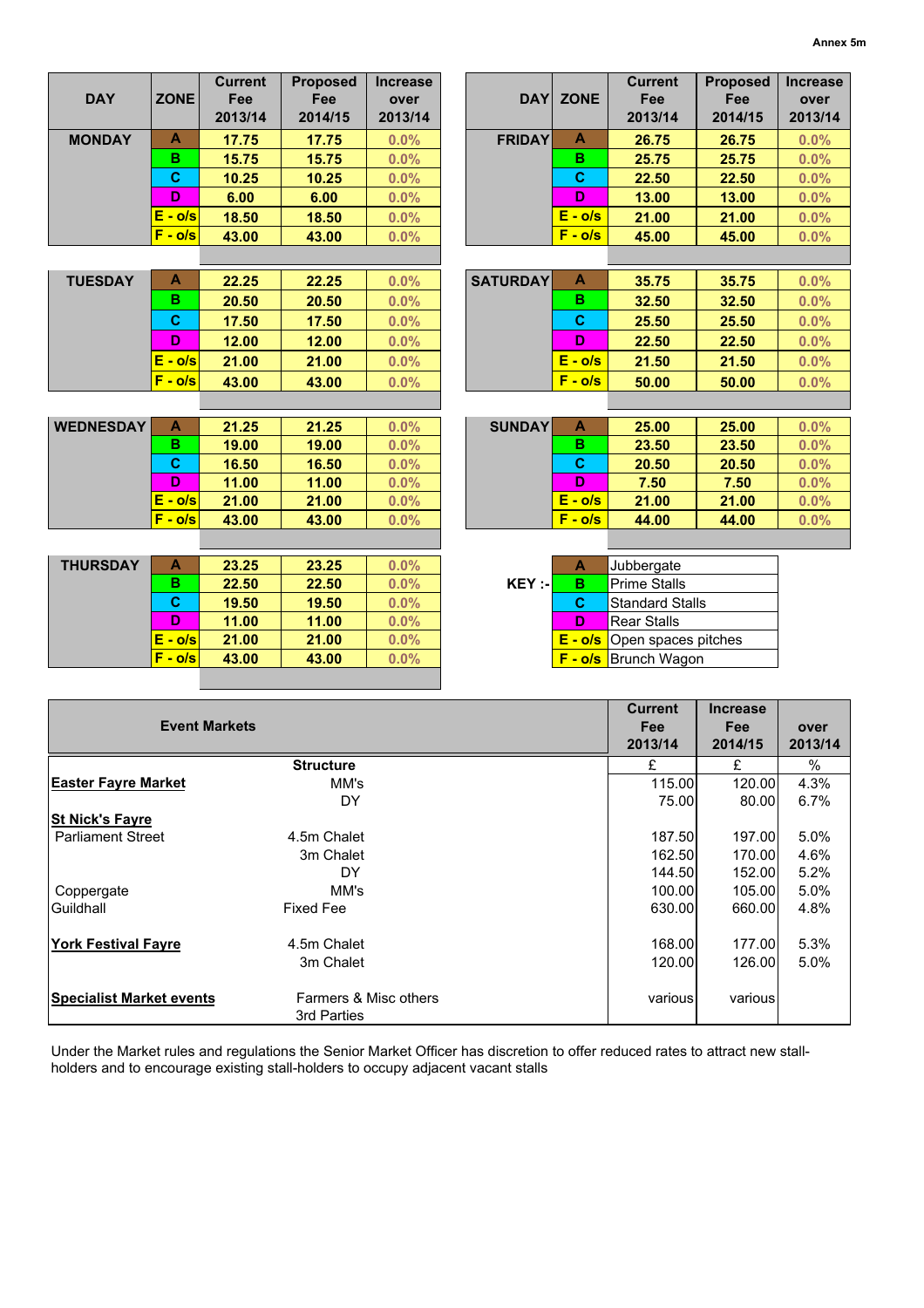Annex 5m

| DAY | ZONE | Current Fee 2013/14 | Proposed Fee 2014/15 | Increase over 2013/14 |
|---|---|---|---|---|
| MONDAY | A | 17.75 | 17.75 | 0.0% |
| | B | 15.75 | 15.75 | 0.0% |
| | C | 10.25 | 10.25 | 0.0% |
| | D | 6.00 | 6.00 | 0.0% |
| | E - o/s | 18.50 | 18.50 | 0.0% |
| | F - o/s | 43.00 | 43.00 | 0.0% |
| TUESDAY | A | 22.25 | 22.25 | 0.0% |
| | B | 20.50 | 20.50 | 0.0% |
| | C | 17.50 | 17.50 | 0.0% |
| | D | 12.00 | 12.00 | 0.0% |
| | E - o/s | 21.00 | 21.00 | 0.0% |
| | F - o/s | 43.00 | 43.00 | 0.0% |
| WEDNESDAY | A | 21.25 | 21.25 | 0.0% |
| | B | 19.00 | 19.00 | 0.0% |
| | C | 16.50 | 16.50 | 0.0% |
| | D | 11.00 | 11.00 | 0.0% |
| | E - o/s | 21.00 | 21.00 | 0.0% |
| | F - o/s | 43.00 | 43.00 | 0.0% |
| THURSDAY | A | 23.25 | 23.25 | 0.0% |
| | B | 22.50 | 22.50 | 0.0% |
| | C | 19.50 | 19.50 | 0.0% |
| | D | 11.00 | 11.00 | 0.0% |
| | E - o/s | 21.00 | 21.00 | 0.0% |
| | F - o/s | 43.00 | 43.00 | 0.0% |
| FRIDAY | A | 26.75 | 26.75 | 0.0% |
| | B | 25.75 | 25.75 | 0.0% |
| | C | 22.50 | 22.50 | 0.0% |
| | D | 13.00 | 13.00 | 0.0% |
| | E - o/s | 21.00 | 21.00 | 0.0% |
| | F - o/s | 45.00 | 45.00 | 0.0% |
| SATURDAY | A | 35.75 | 35.75 | 0.0% |
| | B | 32.50 | 32.50 | 0.0% |
| | C | 25.50 | 25.50 | 0.0% |
| | D | 22.50 | 22.50 | 0.0% |
| | E - o/s | 21.50 | 21.50 | 0.0% |
| | F - o/s | 50.00 | 50.00 | 0.0% |
| SUNDAY | A | 25.00 | 25.00 | 0.0% |
| | B | 23.50 | 23.50 | 0.0% |
| | C | 20.50 | 20.50 | 0.0% |
| | D | 7.50 | 7.50 | 0.0% |
| | E - o/s | 21.00 | 21.00 | 0.0% |
| | F - o/s | 44.00 | 44.00 | 0.0% |

KEY :-

| Zone | Description |
|---|---|
| A | Jubbergate |
| B | Prime Stalls |
| C | Standard Stalls |
| D | Rear Stalls |
| E - o/s | Open spaces pitches |
| F - o/s | Brunch Wagon |

| Event Markets | Structure | Current Fee 2013/14 | Increase Fee 2014/15 | over 2013/14 |
|---|---|---|---|---|
| | | £ | £ | % |
| **Easter Fayre Market** | MM's | 115.00 | 120.00 | 4.3% |
| | DY | 75.00 | 80.00 | 6.7% |
| **St Nick's Fayre** | | | | |
| Parliament Street | 4.5m Chalet | 187.50 | 197.00 | 5.0% |
| | 3m Chalet | 162.50 | 170.00 | 4.6% |
| | DY | 144.50 | 152.00 | 5.2% |
| Coppergate | MM's | 100.00 | 105.00 | 5.0% |
| Guildhall | Fixed Fee | 630.00 | 660.00 | 4.8% |
| **York Festival Fayre** | 4.5m Chalet | 168.00 | 177.00 | 5.3% |
| | 3m Chalet | 120.00 | 126.00 | 5.0% |
| **Specialist Market events** | Farmers & Misc others 3rd Parties | various | various | |

Under the Market rules and regulations the Senior Market Officer has discretion to offer reduced rates to attract new stall-holders and to encourage existing stall-holders to occupy adjacent vacant stalls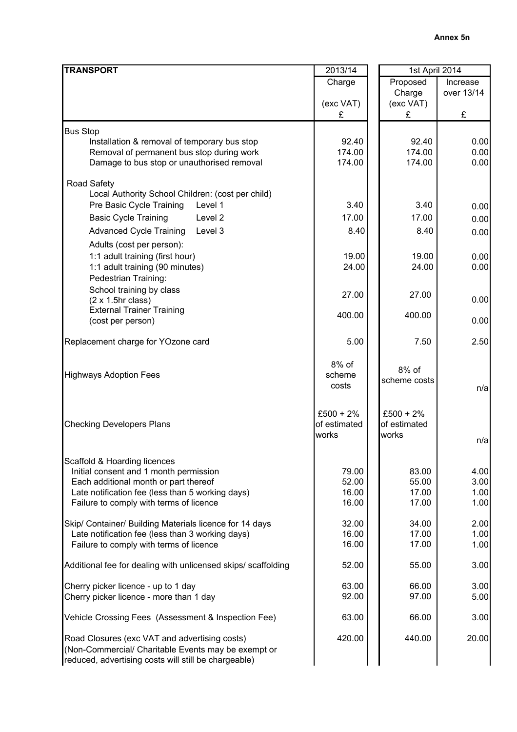**Annex 5n**

| TRANSPORT | 2013/14 | 1st April 2014 | |
|---|---|---|---|
| | Charge (exc VAT) £ | Proposed Charge (exc VAT) £ | Increase over 13/14 £ |
| Bus Stop | | | |
| Installation & removal of temporary bus stop | 92.40 | 92.40 | 0.00 |
| Removal of permanent bus stop during work | 174.00 | 174.00 | 0.00 |
| Damage to bus stop or unauthorised removal | 174.00 | 174.00 | 0.00 |
| Road Safety | | | |
| Local Authority School Children: (cost per child) | | | |
| Pre Basic Cycle Training Level 1 | 3.40 | 3.40 | 0.00 |
| Basic Cycle Training Level 2 | 17.00 | 17.00 | 0.00 |
| Advanced Cycle Training Level 3 | 8.40 | 8.40 | 0.00 |
| Adults (cost per person): | | | |
| 1:1 adult training (first hour) | 19.00 | 19.00 | 0.00 |
| 1:1 adult training (90 minutes) | 24.00 | 24.00 | 0.00 |
| Pedestrian Training: | | | |
| School training by class (2 x 1.5hr class) | 27.00 | 27.00 | 0.00 |
| External Trainer Training (cost per person) | 400.00 | 400.00 | 0.00 |
| Replacement charge for YOzone card | 5.00 | 7.50 | 2.50 |
| Highways Adoption Fees | 8% of scheme costs | 8% of scheme costs | n/a |
| Checking Developers Plans | £500 + 2% of estimated works | £500 + 2% of estimated works | n/a |
| Scaffold & Hoarding licences | | | |
| Initial consent and 1 month permission | 79.00 | 83.00 | 4.00 |
| Each additional month or part thereof | 52.00 | 55.00 | 3.00 |
| Late notification fee (less than 5 working days) | 16.00 | 17.00 | 1.00 |
| Failure to comply with terms of licence | 16.00 | 17.00 | 1.00 |
| Skip/ Container/ Building Materials licence for 14 days | 32.00 | 34.00 | 2.00 |
| Late notification fee (less than 3 working days) | 16.00 | 17.00 | 1.00 |
| Failure to comply with terms of licence | 16.00 | 17.00 | 1.00 |
| Additional fee for dealing with unlicensed skips/ scaffolding | 52.00 | 55.00 | 3.00 |
| Cherry picker licence - up to 1 day | 63.00 | 66.00 | 3.00 |
| Cherry picker licence - more than 1 day | 92.00 | 97.00 | 5.00 |
| Vehicle Crossing Fees (Assessment & Inspection Fee) | 63.00 | 66.00 | 3.00 |
| Road Closures (exc VAT and advertising costs) (Non-Commercial/ Charitable Events may be exempt or reduced, advertising costs will still be chargeable) | 420.00 | 440.00 | 20.00 |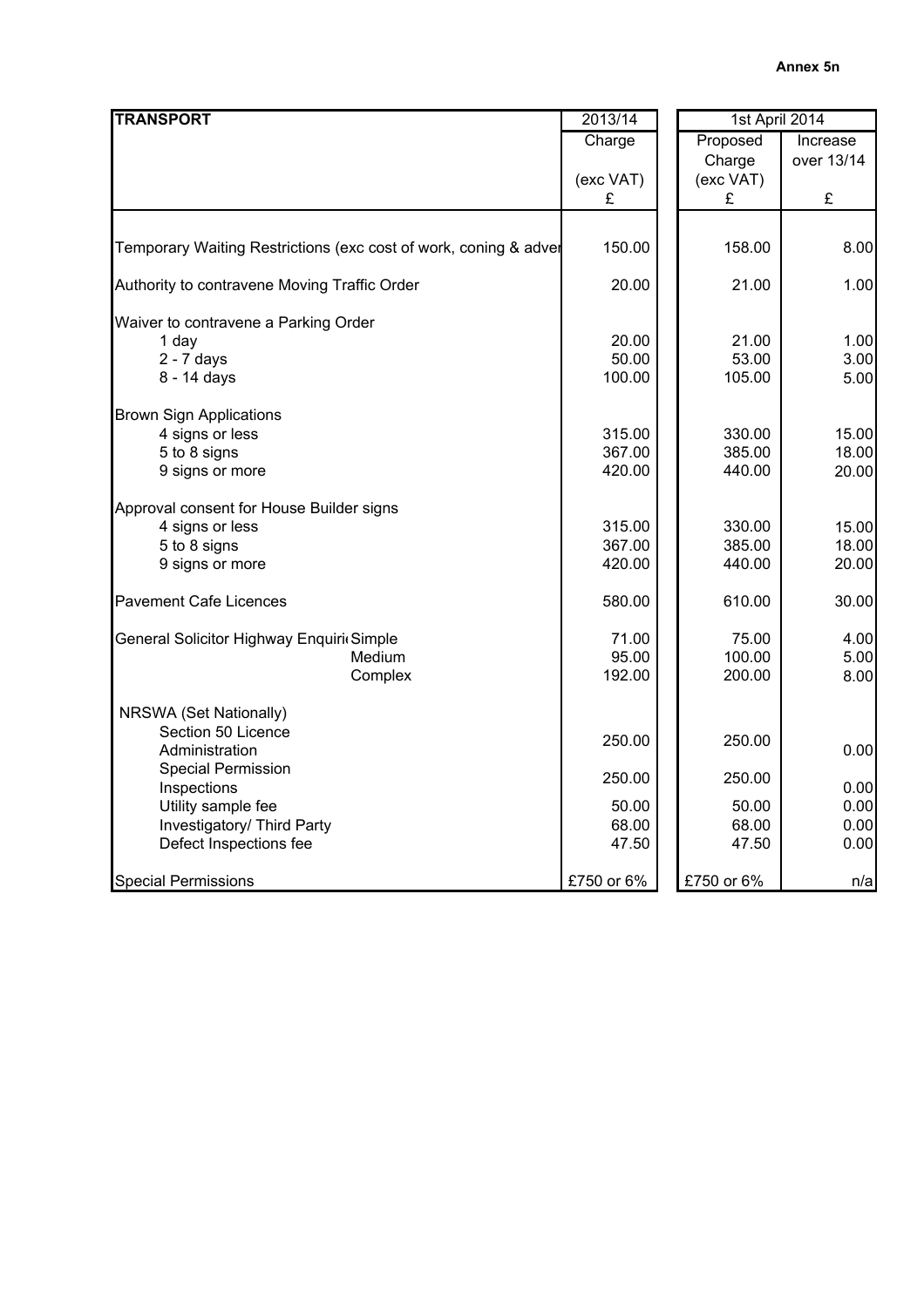**Annex 5n**

| TRANSPORT | 2013/14 | 1st April 2014 | |
|---|---|---|---|
| | Charge | Proposed Charge | Increase over 13/14 |
| | (exc VAT) £ | (exc VAT) £ | £ |
| Temporary Waiting Restrictions (exc cost of work, coning & adver | 150.00 | 158.00 | 8.00 |
| Authority to contravene Moving Traffic Order | 20.00 | 21.00 | 1.00 |
| Waiver to contravene a Parking Order | | | |
| 1 day | 20.00 | 21.00 | 1.00 |
| 2 - 7 days | 50.00 | 53.00 | 3.00 |
| 8 - 14 days | 100.00 | 105.00 | 5.00 |
| Brown Sign Applications | | | |
| 4 signs or less | 315.00 | 330.00 | 15.00 |
| 5 to 8 signs | 367.00 | 385.00 | 18.00 |
| 9 signs or more | 420.00 | 440.00 | 20.00 |
| Approval consent for House Builder signs | | | |
| 4 signs or less | 315.00 | 330.00 | 15.00 |
| 5 to 8 signs | 367.00 | 385.00 | 18.00 |
| 9 signs or more | 420.00 | 440.00 | 20.00 |
| Pavement Cafe Licences | 580.00 | 610.00 | 30.00 |
| General Solicitor Highway Enquiri Simple | 71.00 | 75.00 | 4.00 |
| Medium | 95.00 | 100.00 | 5.00 |
| Complex | 192.00 | 200.00 | 8.00 |
| NRSWA (Set Nationally) | | | |
| Section 50 Licence Administration | 250.00 | 250.00 | 0.00 |
| Special Permission Inspections | 250.00 | 250.00 | 0.00 |
| Utility sample fee | 50.00 | 50.00 | 0.00 |
| Investigatory/ Third Party | 68.00 | 68.00 | 0.00 |
| Defect Inspections fee | 47.50 | 47.50 | 0.00 |
| Special Permissions | £750 or 6% | £750 or 6% | n/a |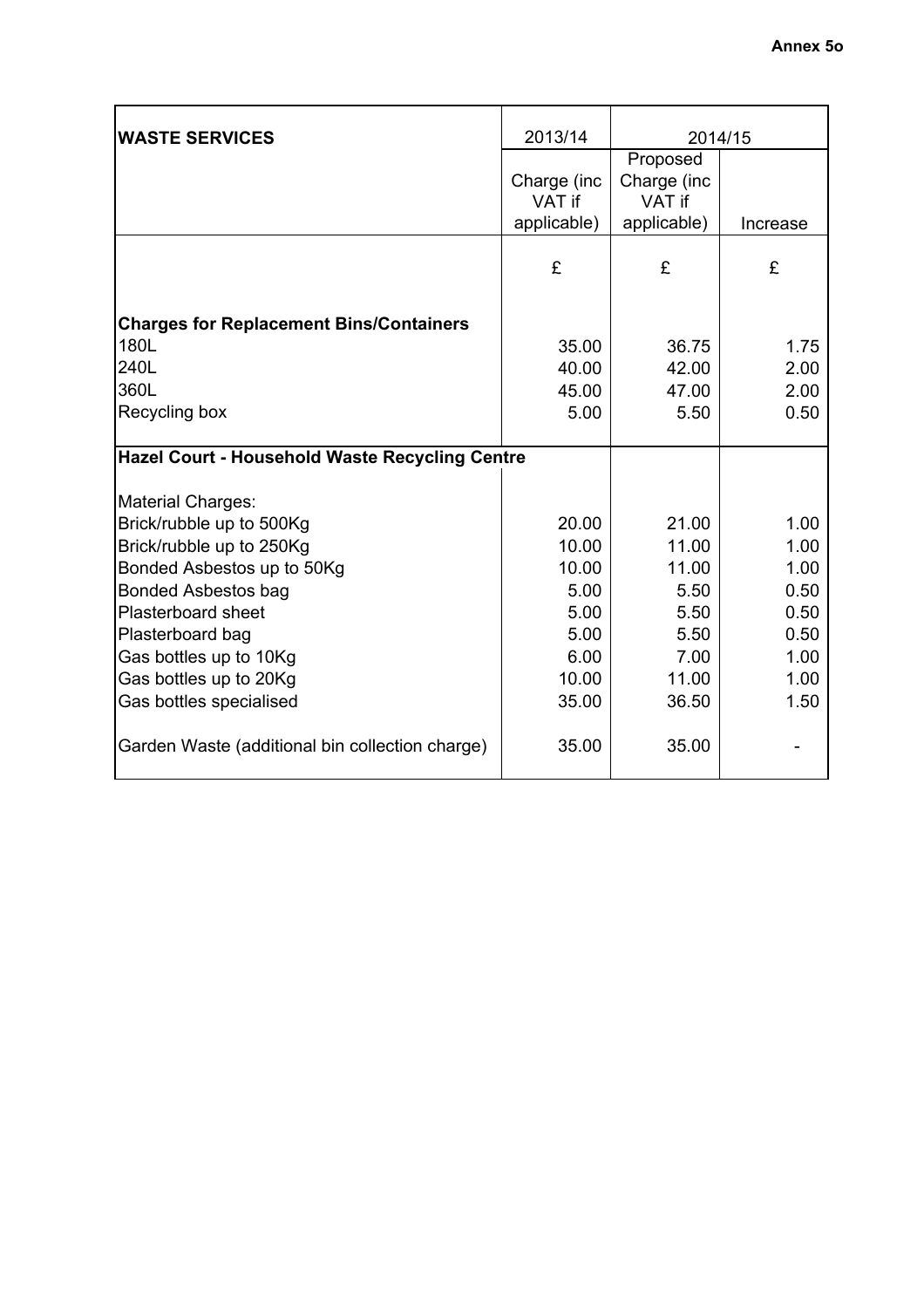**Annex 5o**

| WASTE SERVICES | 2013/14 | 2014/15 | |
|---|---|---|---|
| | Charge (inc VAT if applicable) | Proposed Charge (inc VAT if applicable) | Increase |
| | £ | £ | £ |
| **Charges for Replacement Bins/Containers** | | | |
| 180L | 35.00 | 36.75 | 1.75 |
| 240L | 40.00 | 42.00 | 2.00 |
| 360L | 45.00 | 47.00 | 2.00 |
| Recycling box | 5.00 | 5.50 | 0.50 |
| **Hazel Court - Household Waste Recycling Centre** | | | |
| Material Charges: | | | |
| Brick/rubble up to 500Kg | 20.00 | 21.00 | 1.00 |
| Brick/rubble up to 250Kg | 10.00 | 11.00 | 1.00 |
| Bonded Asbestos up to 50Kg | 10.00 | 11.00 | 1.00 |
| Bonded Asbestos bag | 5.00 | 5.50 | 0.50 |
| Plasterboard sheet | 5.00 | 5.50 | 0.50 |
| Plasterboard bag | 5.00 | 5.50 | 0.50 |
| Gas bottles up to 10Kg | 6.00 | 7.00 | 1.00 |
| Gas bottles up to 20Kg | 10.00 | 11.00 | 1.00 |
| Gas bottles specialised | 35.00 | 36.50 | 1.50 |
| Garden Waste (additional bin collection charge) | 35.00 | 35.00 | - |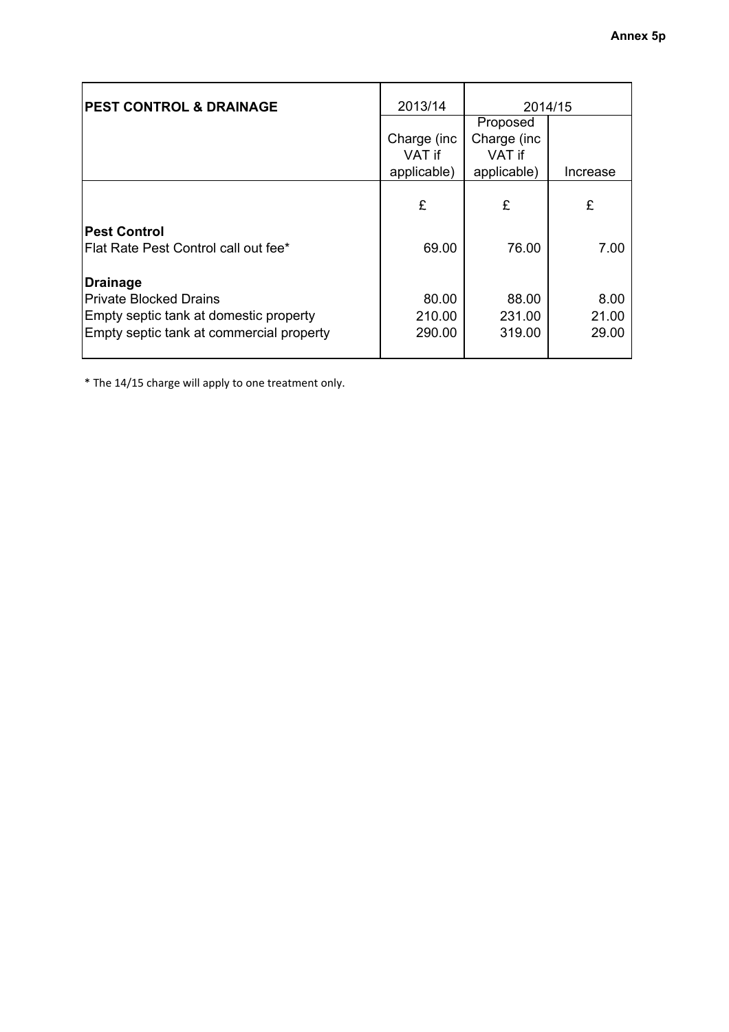**Annex 5p**

| PEST CONTROL & DRAINAGE | 2013/14 | 2014/15 | |
|---|---|---|---|
| | Charge (inc VAT if applicable) | Proposed Charge (inc VAT if applicable) | Increase |
| | £ | £ | £ |
| **Pest Control** | | | |
| Flat Rate Pest Control call out fee* | 69.00 | 76.00 | 7.00 |
| **Drainage** | | | |
| Private Blocked Drains | 80.00 | 88.00 | 8.00 |
| Empty septic tank at domestic property | 210.00 | 231.00 | 21.00 |
| Empty septic tank at commercial property | 290.00 | 319.00 | 29.00 |

* The 14/15 charge will apply to one treatment only.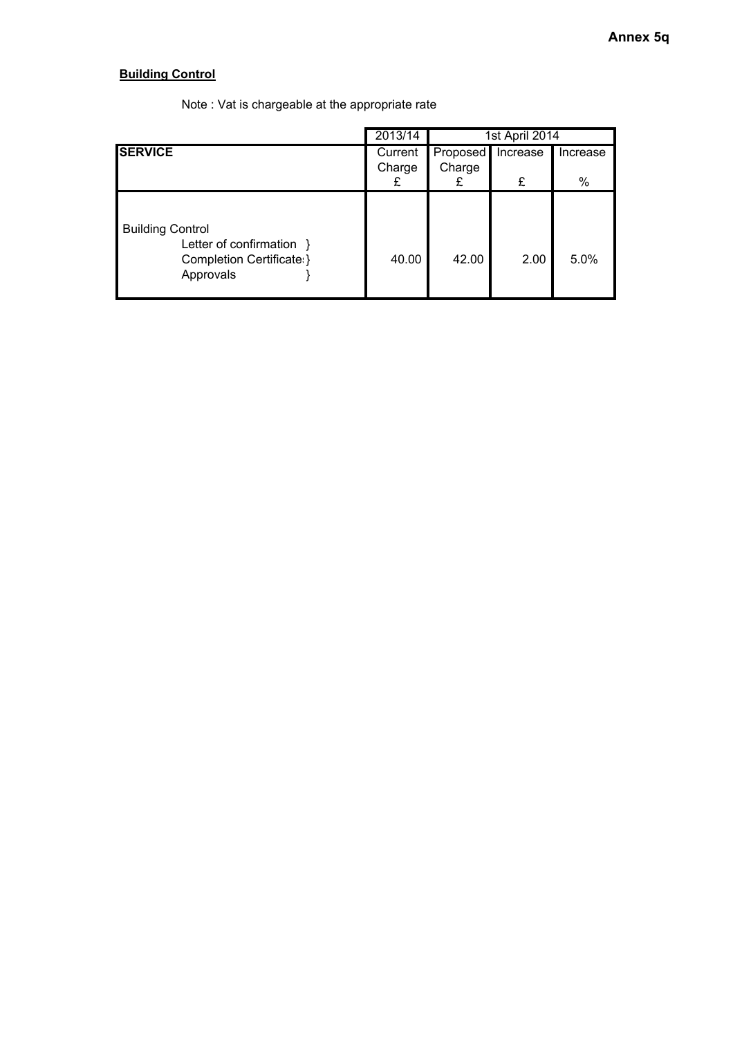**Annex 5q**

**Building Control**

Note : Vat is chargeable at the appropriate rate

| | 2013/14 | 1st April 2014 | | |
|---|---|---|---|---|
| **SERVICE** | Current Charge £ | Proposed Charge £ | Increase £ | Increase % |
| Building Control<br>Letter of confirmation }<br>Completion Certificate }<br>Approvals } | 40.00 | 42.00 | 2.00 | 5.0% |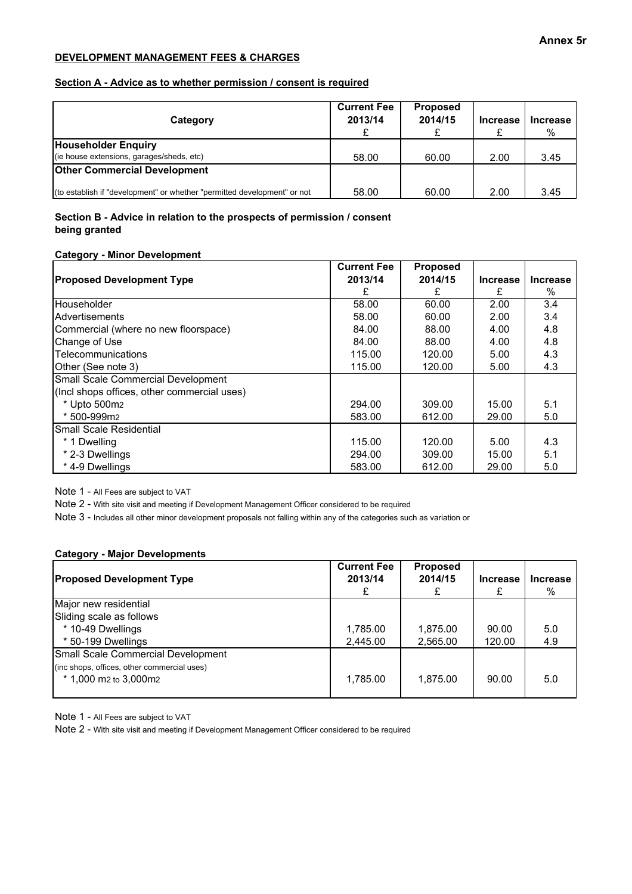**Annex 5r**

**DEVELOPMENT MANAGEMENT FEES & CHARGES**

**Section A - Advice as to whether permission / consent is required**

| Category | Current Fee 2013/14 £ | Proposed 2014/15 £ | Increase £ | Increase % |
|---|---|---|---|---|
| **Householder Enquiry** (ie house extensions, garages/sheds, etc) | 58.00 | 60.00 | 2.00 | 3.45 |
| **Other Commercial Development** (to establish if "development" or whether "permitted development" or not | 58.00 | 60.00 | 2.00 | 3.45 |

**Section B - Advice in relation to the prospects of permission / consent being granted**

**Category - Minor Development**

| Proposed Development Type | Current Fee 2013/14 £ | Proposed 2014/15 £ | Increase £ | Increase % |
|---|---|---|---|---|
| Householder | 58.00 | 60.00 | 2.00 | 3.4 |
| Advertisements | 58.00 | 60.00 | 2.00 | 3.4 |
| Commercial (where no new floorspace) | 84.00 | 88.00 | 4.00 | 4.8 |
| Change of Use | 84.00 | 88.00 | 4.00 | 4.8 |
| Telecommunications | 115.00 | 120.00 | 5.00 | 4.3 |
| Other (See note 3) | 115.00 | 120.00 | 5.00 | 4.3 |
| Small Scale Commercial Development | | | | |
| (Incl shops offices, other commercial uses) | | | | |
| * Upto 500m2 | 294.00 | 309.00 | 15.00 | 5.1 |
| * 500-999m2 | 583.00 | 612.00 | 29.00 | 5.0 |
| Small Scale Residential | | | | |
| * 1 Dwelling | 115.00 | 120.00 | 5.00 | 4.3 |
| * 2-3 Dwellings | 294.00 | 309.00 | 15.00 | 5.1 |
| * 4-9 Dwellings | 583.00 | 612.00 | 29.00 | 5.0 |

Note 1 - All Fees are subject to VAT

Note 2 - With site visit and meeting if Development Management Officer considered to be required

Note 3 - Includes all other minor development proposals not falling within any of the categories such as variation or

**Category - Major Developments**

| Proposed Development Type | Current Fee 2013/14 £ | Proposed 2014/15 £ | Increase £ | Increase % |
|---|---|---|---|---|
| Major new residential | | | | |
| Sliding scale as follows | | | | |
| * 10-49 Dwellings | 1,785.00 | 1,875.00 | 90.00 | 5.0 |
| * 50-199 Dwellings | 2,445.00 | 2,565.00 | 120.00 | 4.9 |
| Small Scale Commercial Development | | | | |
| (inc shops, offices, other commercial uses) | | | | |
| * 1,000 m2 to 3,000m2 | 1,785.00 | 1,875.00 | 90.00 | 5.0 |

Note 1 - All Fees are subject to VAT

Note 2 - With site visit and meeting if Development Management Officer considered to be required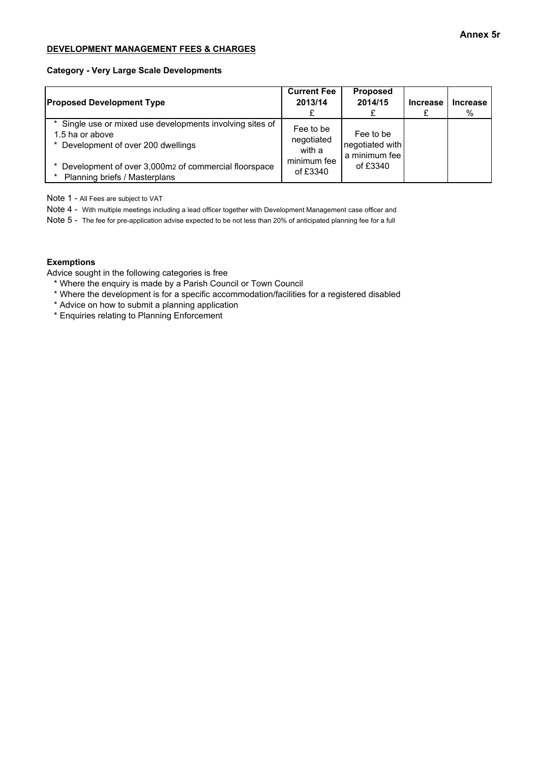**Annex 5r**

**DEVELOPMENT MANAGEMENT FEES & CHARGES**

**Category - Very Large Scale Developments**

| Proposed Development Type | Current Fee 2013/14 £ | Proposed 2014/15 £ | Increase £ | Increase % |
|---|---|---|---|---|
| * Single use or mixed use developments involving sites of 1.5 ha or above<br>* Development of over 200 dwellings<br>* Development of over 3,000m2 of commercial floorspace<br>* Planning briefs / Masterplans | Fee to be negotiated with a minimum fee of £3340 | Fee to be negotiated with a minimum fee of £3340 | | |

Note 1 - All Fees are subject to VAT

Note 4 - With multiple meetings including a lead officer together with Development Management case officer and

Note 5 - The fee for pre-application advise expected to be not less than 20% of anticipated planning fee for a full

**Exemptions**

Advice sought in the following categories is free

* Where the enquiry is made by a Parish Council or Town Council
* Where the development is for a specific accommodation/facilities for a registered disabled
* Advice on how to submit a planning application
* Enquiries relating to Planning Enforcement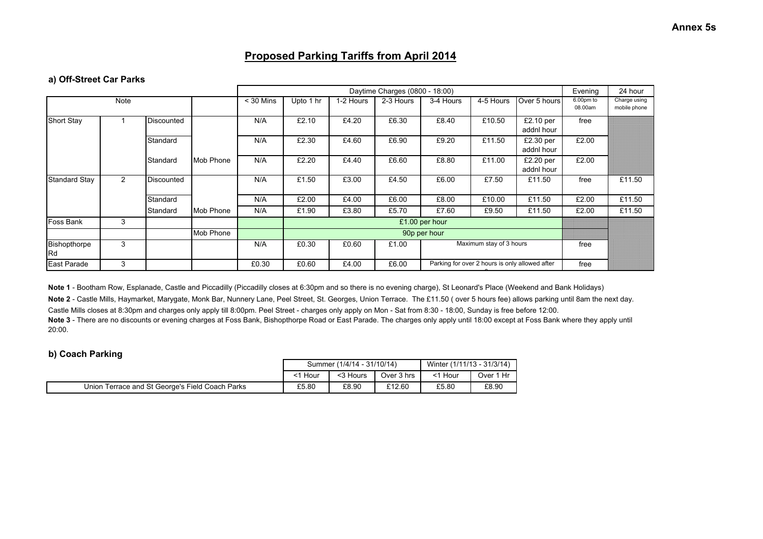**Annex 5s**

## Proposed Parking Tariffs from April 2014

### a) Off-Street Car Parks

| | | | | Daytime Charges (0800 - 18:00) | | | | | | | Evening | 24 hour |
|---|---|---|---|---|---|---|---|---|---|---|---|---|
| Note | | | | < 30 Mins | Upto 1 hr | 1-2 Hours | 2-3 Hours | 3-4 Hours | 4-5 Hours | Over 5 hours | 6.00pm to 08.00am | Charge using mobile phone |
| Short Stay | 1 | Discounted | | N/A | £2.10 | £4.20 | £6.30 | £8.40 | £10.50 | £2.10 per addnl hour | free | |
| | | Standard | | N/A | £2.30 | £4.60 | £6.90 | £9.20 | £11.50 | £2.30 per addnl hour | £2.00 | |
| | | Standard | Mob Phone | N/A | £2.20 | £4.40 | £6.60 | £8.80 | £11.00 | £2.20 per addnl hour | £2.00 | |
| Standard Stay | 2 | Discounted | | N/A | £1.50 | £3.00 | £4.50 | £6.00 | £7.50 | £11.50 | free | £11.50 |
| | | Standard | | N/A | £2.00 | £4.00 | £6.00 | £8.00 | £10.00 | £11.50 | £2.00 | £11.50 |
| | | Standard | Mob Phone | N/A | £1.90 | £3.80 | £5.70 | £7.60 | £9.50 | £11.50 | £2.00 | £11.50 |
| Foss Bank | 3 | | | | £1.00 per hour | | | | | | | |
| | | | Mob Phone | | 90p per hour | | | | | | | |
| Bishopthorpe Rd | 3 | | | N/A | £0.30 | £0.60 | £1.00 | Maximum stay of 3 hours | | | free | |
| East Parade | 3 | | | £0.30 | £0.60 | £4.00 | £6.00 | Parking for over 2 hours is only allowed after | | | free | |

**Note 1** - Bootham Row, Esplanade, Castle and Piccadilly (Piccadilly closes at 6:30pm and so there is no evening charge), St Leonard's Place (Weekend and Bank Holidays)

**Note 2** - Castle Mills, Haymarket, Marygate, Monk Bar, Nunnery Lane, Peel Street, St. Georges, Union Terrace. The £11.50 ( over 5 hours fee) allows parking until 8am the next day.

Castle Mills closes at 8:30pm and charges only apply till 8:00pm. Peel Street - charges only apply on Mon - Sat from 8:30 - 18:00, Sunday is free before 12:00.

**Note 3** - There are no discounts or evening charges at Foss Bank, Bishopthorpe Road or East Parade. The charges only apply until 18:00 except at Foss Bank where they apply until 20:00.

### b) Coach Parking

| | Summer (1/4/14 - 31/10/14) | | | Winter (1/11/13 - 31/3/14) | |
|---|---|---|---|---|---|
| | <1 Hour | <3 Hours | Over 3 hrs | <1 Hour | Over 1 Hr |
| Union Terrace and St George's Field Coach Parks | £5.80 | £8.90 | £12.60 | £5.80 | £8.90 |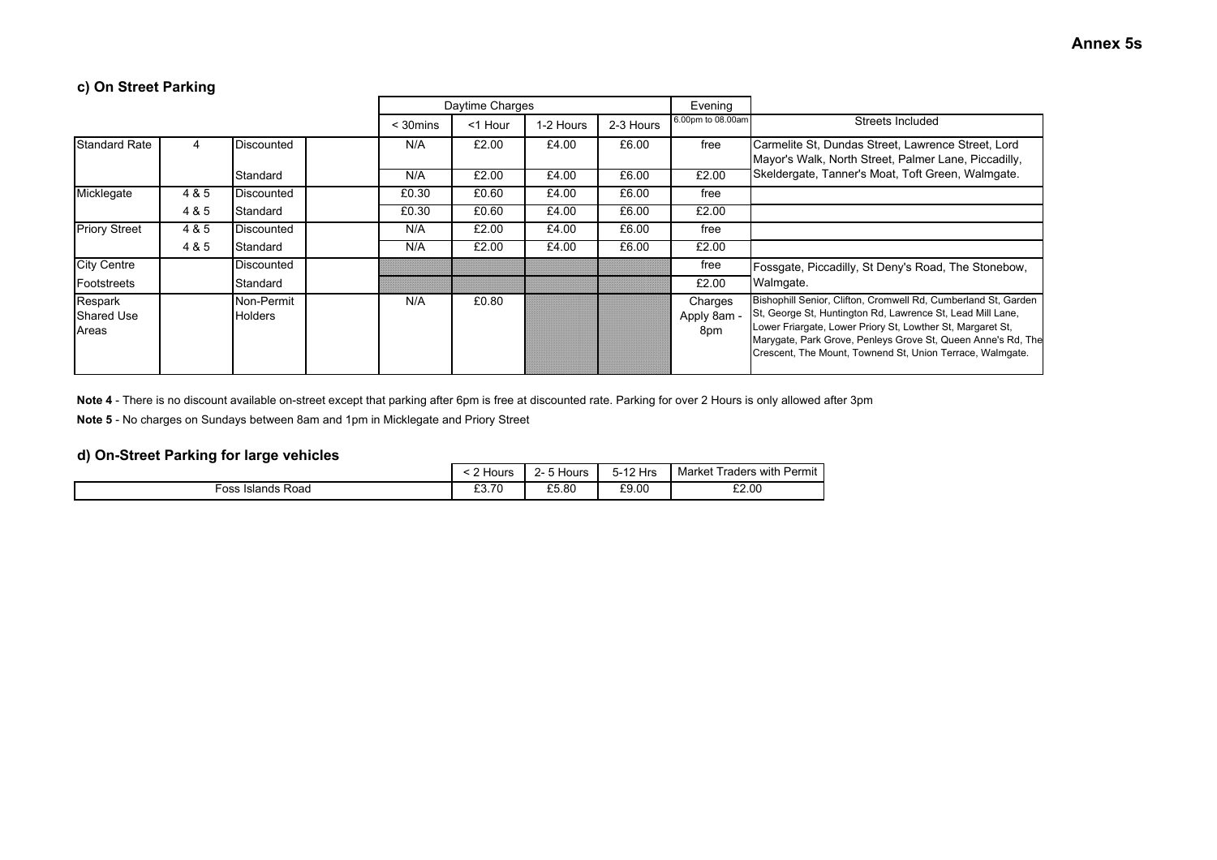**Annex 5s**

### c) On Street Parking

| | | | | Daytime Charges | | | | Evening | |
|---|---|---|---|---|---|---|---|---|---|
| | | | | < 30mins | <1 Hour | 1-2 Hours | 2-3 Hours | 6.00pm to 08.00am | Streets Included |
| Standard Rate | 4 | Discounted | | N/A | £2.00 | £4.00 | £6.00 | free | Carmelite St, Dundas Street, Lawrence Street, Lord Mayor's Walk, North Street, Palmer Lane, Piccadilly, Skeldergate, Tanner's Moat, Toft Green, Walmgate. |
| | | Standard | | N/A | £2.00 | £4.00 | £6.00 | £2.00 | |
| Micklegate | 4 & 5 | Discounted | | £0.30 | £0.60 | £4.00 | £6.00 | free | |
| | 4 & 5 | Standard | | £0.30 | £0.60 | £4.00 | £6.00 | £2.00 | |
| Priory Street | 4 & 5 | Discounted | | N/A | £2.00 | £4.00 | £6.00 | free | |
| | 4 & 5 | Standard | | N/A | £2.00 | £4.00 | £6.00 | £2.00 | |
| City Centre Footstreets | | Discounted | | | | | | free | Fossgate, Piccadilly, St Deny's Road, The Stonebow, Walmgate. |
| | | Standard | | | | | | £2.00 | |
| Respark Shared Use Areas | | Non-Permit Holders | | N/A | £0.80 | | | Charges Apply 8am - 8pm | Bishophill Senior, Clifton, Cromwell Rd, Cumberland St, Garden St, George St, Huntington Rd, Lawrence St, Lead Mill Lane, Lower Friargate, Lower Priory St, Lowther St, Margaret St, Marygate, Park Grove, Penleys Grove St, Queen Anne's Rd, The Crescent, The Mount, Townend St, Union Terrace, Walmgate. |

**Note 4** - There is no discount available on-street except that parking after 6pm is free at discounted rate. Parking for over 2 Hours is only allowed after 3pm

**Note 5** - No charges on Sundays between 8am and 1pm in Micklegate and Priory Street

### d) On-Street Parking for large vehicles

| | < 2 Hours | 2- 5 Hours | 5-12 Hrs | Market Traders with Permit |
|---|---|---|---|---|
| Foss Islands Road | £3.70 | £5.80 | £9.00 | £2.00 |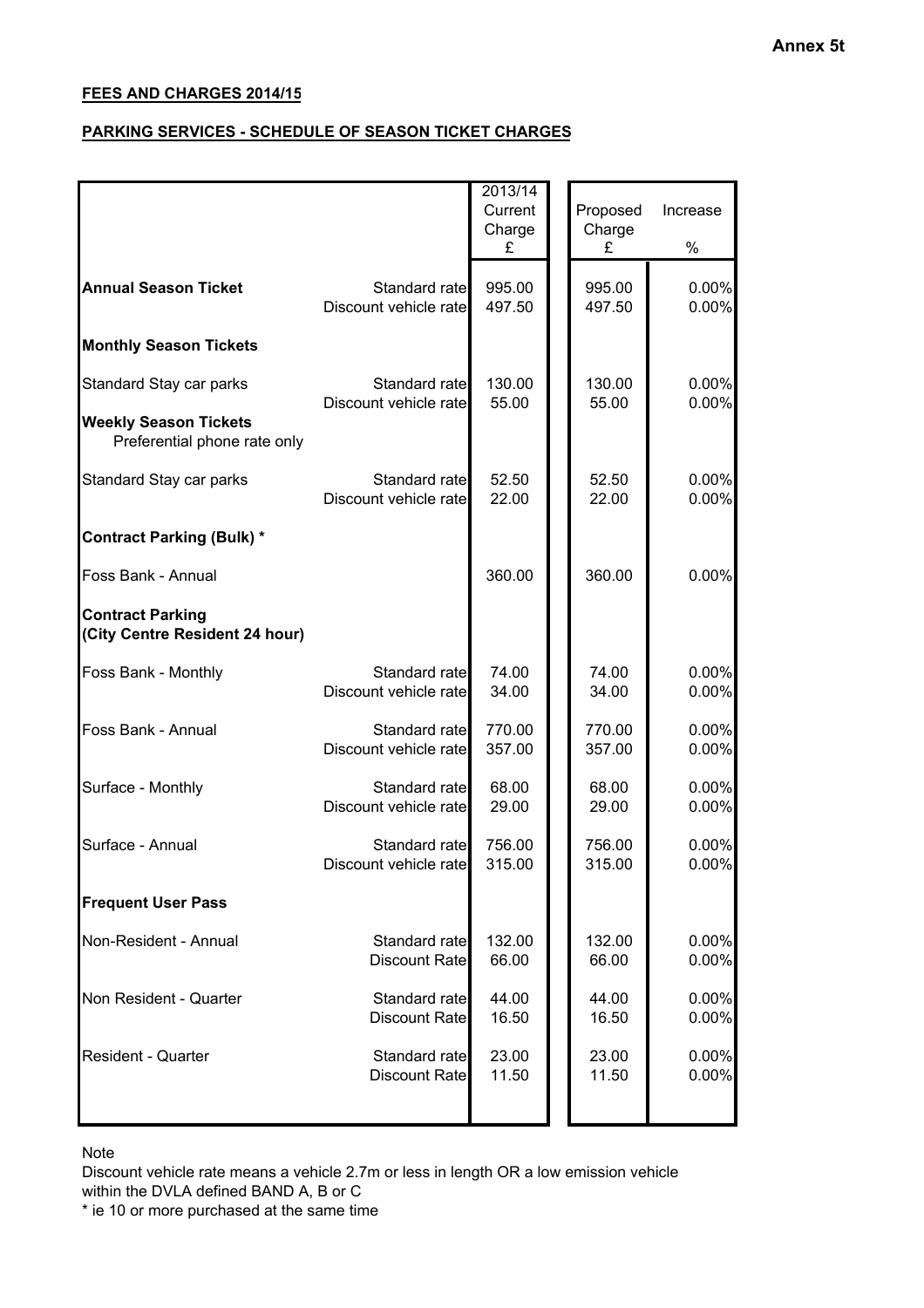**Annex 5t**

**FEES AND CHARGES 2014/15**

**PARKING SERVICES - SCHEDULE OF SEASON TICKET CHARGES**

| | | 2013/14 Current Charge £ | Proposed Charge £ | Increase % |
|---|---|---|---|---|
| **Annual Season Ticket** | Standard rate | 995.00 | 995.00 | 0.00% |
| | Discount vehicle rate | 497.50 | 497.50 | 0.00% |
| **Monthly Season Tickets** | | | | |
| Standard Stay car parks | Standard rate | 130.00 | 130.00 | 0.00% |
| | Discount vehicle rate | 55.00 | 55.00 | 0.00% |
| **Weekly Season Tickets** Preferential phone rate only | | | | |
| Standard Stay car parks | Standard rate | 52.50 | 52.50 | 0.00% |
| | Discount vehicle rate | 22.00 | 22.00 | 0.00% |
| **Contract Parking (Bulk) *** | | | | |
| Foss Bank - Annual | | 360.00 | 360.00 | 0.00% |
| **Contract Parking (City Centre Resident 24 hour)** | | | | |
| Foss Bank - Monthly | Standard rate | 74.00 | 74.00 | 0.00% |
| | Discount vehicle rate | 34.00 | 34.00 | 0.00% |
| Foss Bank - Annual | Standard rate | 770.00 | 770.00 | 0.00% |
| | Discount vehicle rate | 357.00 | 357.00 | 0.00% |
| Surface - Monthly | Standard rate | 68.00 | 68.00 | 0.00% |
| | Discount vehicle rate | 29.00 | 29.00 | 0.00% |
| Surface - Annual | Standard rate | 756.00 | 756.00 | 0.00% |
| | Discount vehicle rate | 315.00 | 315.00 | 0.00% |
| **Frequent User Pass** | | | | |
| Non-Resident - Annual | Standard rate | 132.00 | 132.00 | 0.00% |
| | Discount Rate | 66.00 | 66.00 | 0.00% |
| Non Resident - Quarter | Standard rate | 44.00 | 44.00 | 0.00% |
| | Discount Rate | 16.50 | 16.50 | 0.00% |
| Resident - Quarter | Standard rate | 23.00 | 23.00 | 0.00% |
| | Discount Rate | 11.50 | 11.50 | 0.00% |

Note

Discount vehicle rate means a vehicle 2.7m or less in length OR a low emission vehicle within the DVLA defined BAND A, B or C

* ie 10 or more purchased at the same time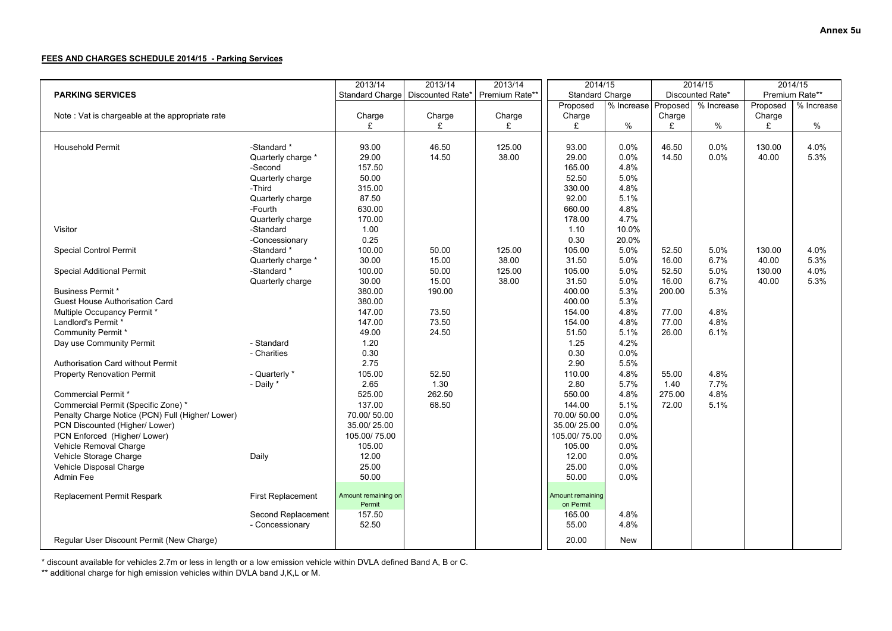**Annex 5u**

**FEES AND CHARGES SCHEDULE 2014/15 - Parking Services**

| PARKING SERVICES | | 2013/14 Standard Charge | 2013/14 Discounted Rate* | 2013/14 Premium Rate** | 2014/15 Standard Charge | | 2014/15 Discounted Rate* | | 2014/15 Premium Rate** | |
|---|---|---|---|---|---|---|---|---|---|---|
| Note : Vat is chargeable at the appropriate rate | | Charge £ | Charge £ | Charge £ | Proposed Charge £ | % Increase % | Proposed Charge £ | % Increase % | Proposed Charge £ | % Increase % |
| Household Permit | -Standard * | 93.00 | 46.50 | 125.00 | 93.00 | 0.0% | 46.50 | 0.0% | 130.00 | 4.0% |
| | Quarterly charge * | 29.00 | 14.50 | 38.00 | 29.00 | 0.0% | 14.50 | 0.0% | 40.00 | 5.3% |
| | -Second | 157.50 | | | 165.00 | 4.8% | | | | |
| | Quarterly charge | 50.00 | | | 52.50 | 5.0% | | | | |
| | -Third | 315.00 | | | 330.00 | 4.8% | | | | |
| | Quarterly charge | 87.50 | | | 92.00 | 5.1% | | | | |
| | -Fourth | 630.00 | | | 660.00 | 4.8% | | | | |
| | Quarterly charge | 170.00 | | | 178.00 | 4.7% | | | | |
| Visitor | -Standard | 1.00 | | | 1.10 | 10.0% | | | | |
| | -Concessionary | 0.25 | | | 0.30 | 20.0% | | | | |
| Special Control Permit | -Standard * | 100.00 | 50.00 | 125.00 | 105.00 | 5.0% | 52.50 | 5.0% | 130.00 | 4.0% |
| | Quarterly charge * | 30.00 | 15.00 | 38.00 | 31.50 | 5.0% | 16.00 | 6.7% | 40.00 | 5.3% |
| Special Additional Permit | -Standard * | 100.00 | 50.00 | 125.00 | 105.00 | 5.0% | 52.50 | 5.0% | 130.00 | 4.0% |
| | Quarterly charge | 30.00 | 15.00 | 38.00 | 31.50 | 5.0% | 16.00 | 6.7% | 40.00 | 5.3% |
| Business Permit * | | 380.00 | 190.00 | | 400.00 | 5.3% | 200.00 | 5.3% | | |
| Guest House Authorisation Card | | 380.00 | | | 400.00 | 5.3% | | | | |
| Multiple Occupancy Permit * | | 147.00 | 73.50 | | 154.00 | 4.8% | 77.00 | 4.8% | | |
| Landlord's Permit * | | 147.00 | 73.50 | | 154.00 | 4.8% | 77.00 | 4.8% | | |
| Community Permit * | | 49.00 | 24.50 | | 51.50 | 5.1% | 26.00 | 6.1% | | |
| Day use Community Permit | - Standard | 1.20 | | | 1.25 | 4.2% | | | | |
| | - Charities | 0.30 | | | 0.30 | 0.0% | | | | |
| Authorisation Card without Permit | | 2.75 | | | 2.90 | 5.5% | | | | |
| Property Renovation Permit | - Quarterly * | 105.00 | 52.50 | | 110.00 | 4.8% | 55.00 | 4.8% | | |
| | - Daily * | 2.65 | 1.30 | | 2.80 | 5.7% | 1.40 | 7.7% | | |
| Commercial Permit * | | 525.00 | 262.50 | | 550.00 | 4.8% | 275.00 | 4.8% | | |
| Commercial Permit (Specific Zone) * | | 137.00 | 68.50 | | 144.00 | 5.1% | 72.00 | 5.1% | | |
| Penalty Charge Notice (PCN) Full (Higher/ Lower) | | 70.00/ 50.00 | | | 70.00/ 50.00 | 0.0% | | | | |
| PCN Discounted (Higher/ Lower) | | 35.00/ 25.00 | | | 35.00/ 25.00 | 0.0% | | | | |
| PCN Enforced (Higher/ Lower) | | 105.00/ 75.00 | | | 105.00/ 75.00 | 0.0% | | | | |
| Vehicle Removal Charge | | 105.00 | | | 105.00 | 0.0% | | | | |
| Vehicle Storage Charge | Daily | 12.00 | | | 12.00 | 0.0% | | | | |
| Vehicle Disposal Charge | | 25.00 | | | 25.00 | 0.0% | | | | |
| Admin Fee | | 50.00 | | | 50.00 | 0.0% | | | | |
| Replacement Permit Respark | First Replacement | Amount remaining on Permit | | | Amount remaining on Permit | | | | | |
| | Second Replacement | 157.50 | | | 165.00 | 4.8% | | | | |
| | - Concessionary | 52.50 | | | 55.00 | 4.8% | | | | |
| Regular User Discount Permit (New Charge) | | | | | 20.00 | New | | | | |

* discount available for vehicles 2.7m or less in length or a low emission vehicle within DVLA defined Band A, B or C.

** additional charge for high emission vehicles within DVLA band J,K,L or M.